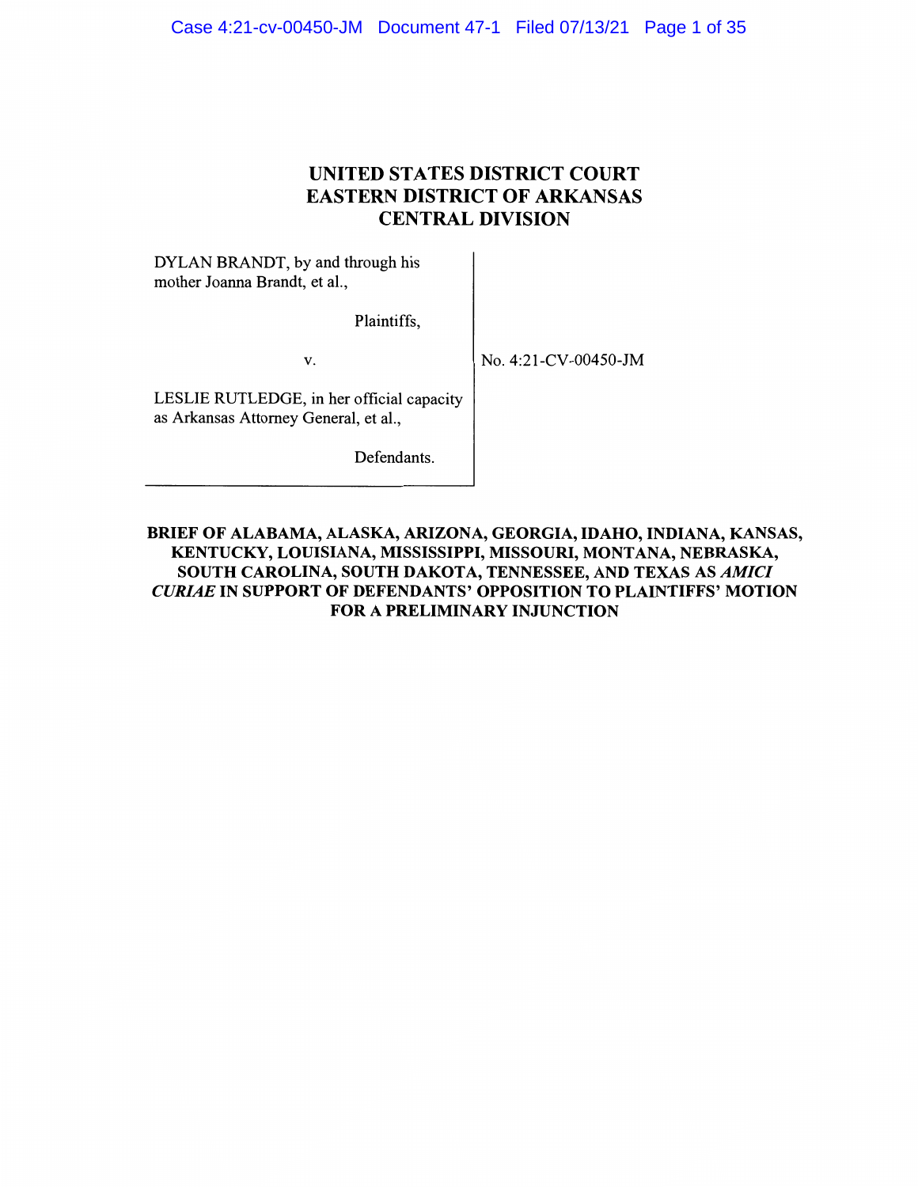# UNITED STATES DISTRICT COURT
# EASTERN DISTRICT OF ARKANSAS
# CENTRAL DIVISION

DYLAN BRANDT, by and through his mother Joanna Brandt, et al.,

Plaintiffs,

v.

LESLIE RUTLEDGE, in her official capacity as Arkansas Attorney General, et al.,

Defendants.

No. 4:21-CV-00450-JM

**BRIEF OF ALABAMA, ALASKA, ARIZONA, GEORGIA, IDAHO, INDIANA, KANSAS, KENTUCKY, LOUISIANA, MISSISSIPPI, MISSOURI, MONTANA, NEBRASKA, SOUTH CAROLINA, SOUTH DAKOTA, TENNESSEE, AND TEXAS AS *AMICI CURIAE* IN SUPPORT OF DEFENDANTS' OPPOSITION TO PLAINTIFFS' MOTION FOR A PRELIMINARY INJUNCTION**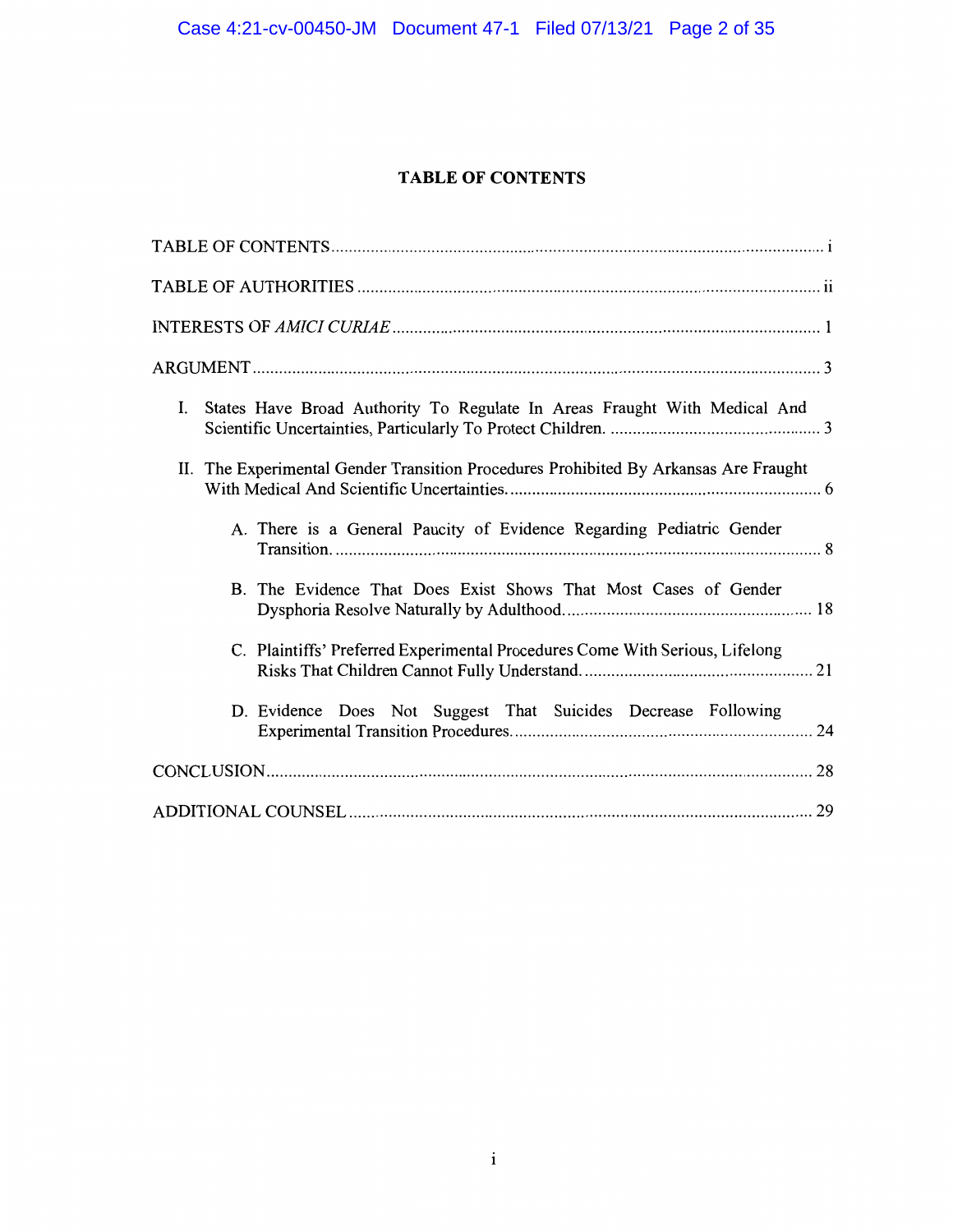# TABLE OF CONTENTS

TABLE OF CONTENTS .......... i

TABLE OF AUTHORITIES .......... ii

INTERESTS OF *AMICI CURIAE* .......... 1

ARGUMENT .......... 3

I. States Have Broad Authority To Regulate In Areas Fraught With Medical And Scientific Uncertainties, Particularly To Protect Children. .......... 3

II. The Experimental Gender Transition Procedures Prohibited By Arkansas Are Fraught With Medical And Scientific Uncertainties. .......... 6

- A. There is a General Paucity of Evidence Regarding Pediatric Gender Transition. .......... 8
- B. The Evidence That Does Exist Shows That Most Cases of Gender Dysphoria Resolve Naturally by Adulthood. .......... 18
- C. Plaintiffs' Preferred Experimental Procedures Come With Serious, Lifelong Risks That Children Cannot Fully Understand. .......... 21
- D. Evidence Does Not Suggest That Suicides Decrease Following Experimental Transition Procedures. .......... 24

CONCLUSION .......... 28

ADDITIONAL COUNSEL .......... 29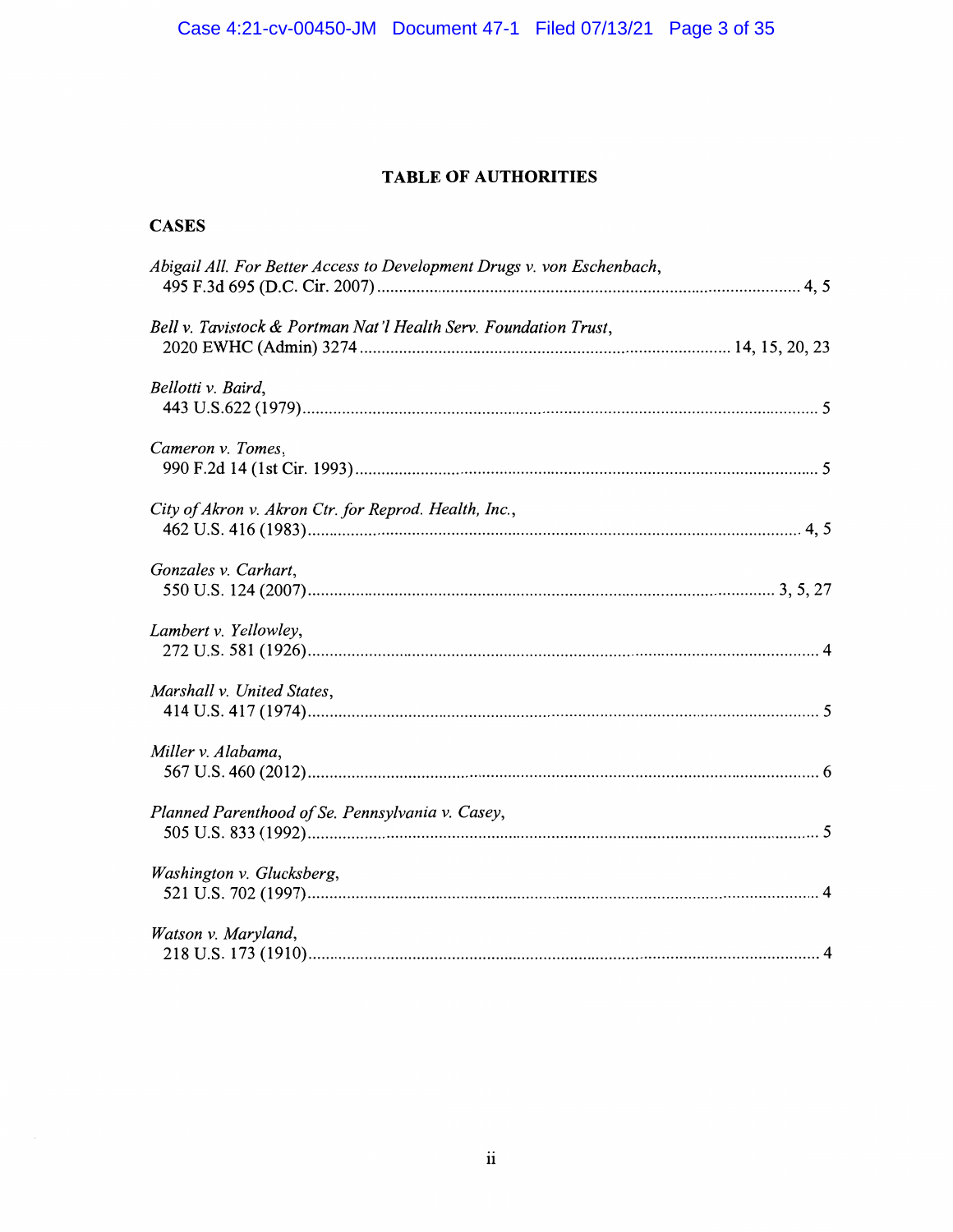# TABLE OF AUTHORITIES

## CASES

*Abigail All. For Better Access to Development Drugs v. von Eschenbach*, 495 F.3d 695 (D.C. Cir. 2007) .......... 4, 5

*Bell v. Tavistock & Portman Nat'l Health Serv. Foundation Trust*, 2020 EWHC (Admin) 3274 .......... 14, 15, 20, 23

*Bellotti v. Baird*, 443 U.S.622 (1979) .......... 5

*Cameron v. Tomes*, 990 F.2d 14 (1st Cir. 1993) .......... 5

*City of Akron v. Akron Ctr. for Reprod. Health, Inc.*, 462 U.S. 416 (1983) .......... 4, 5

*Gonzales v. Carhart*, 550 U.S. 124 (2007) .......... 3, 5, 27

*Lambert v. Yellowley*, 272 U.S. 581 (1926) .......... 4

*Marshall v. United States*, 414 U.S. 417 (1974) .......... 5

*Miller v. Alabama*, 567 U.S. 460 (2012) .......... 6

*Planned Parenthood of Se. Pennsylvania v. Casey*, 505 U.S. 833 (1992) .......... 5

*Washington v. Glucksberg*, 521 U.S. 702 (1997) .......... 4

*Watson v. Maryland*, 218 U.S. 173 (1910) .......... 4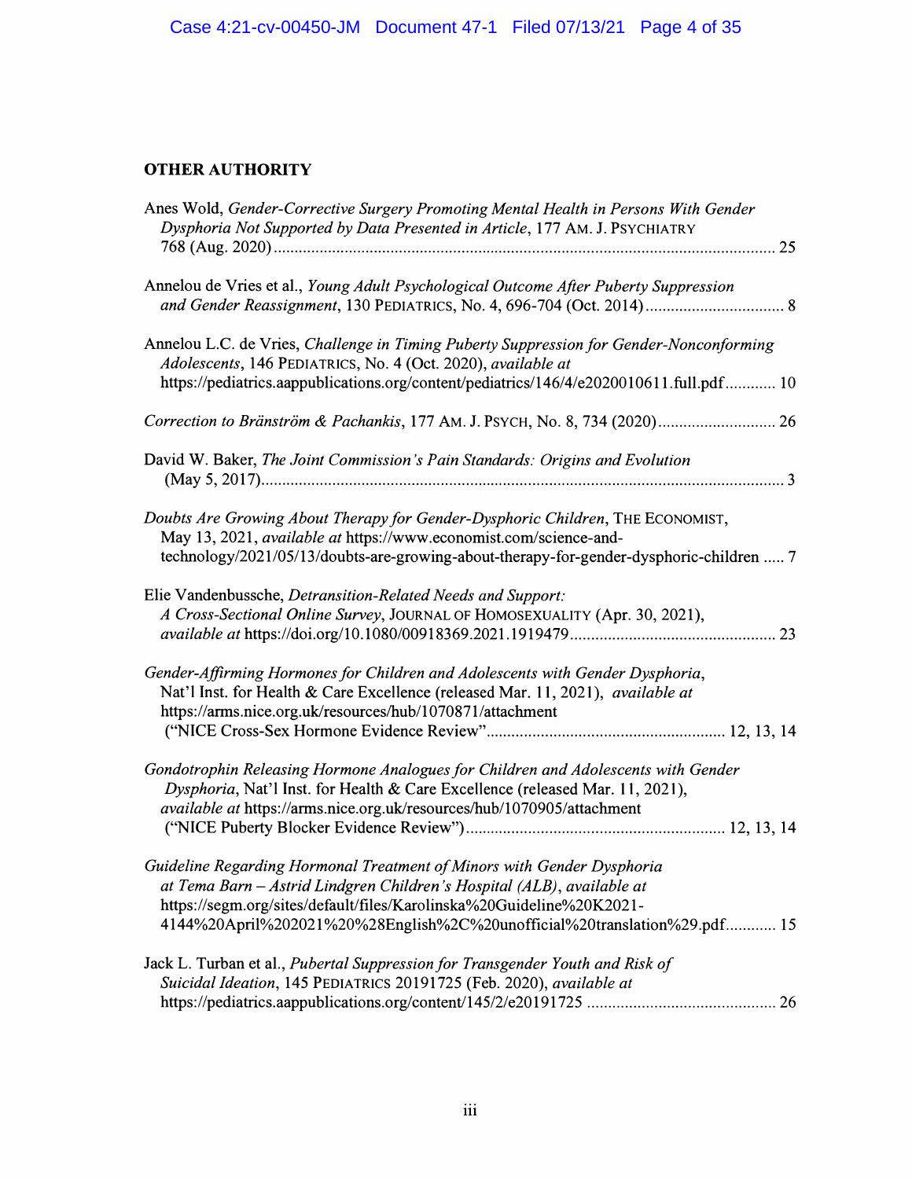## OTHER AUTHORITY

Anes Wold, *Gender-Corrective Surgery Promoting Mental Health in Persons With Gender Dysphoria Not Supported by Data Presented in Article*, 177 AM. J. PSYCHIATRY 768 (Aug. 2020) ........................................................................................................................ 25

Annelou de Vries et al., *Young Adult Psychological Outcome After Puberty Suppression and Gender Reassignment*, 130 PEDIATRICS, No. 4, 696-704 (Oct. 2014) ................................ 8

Annelou L.C. de Vries, *Challenge in Timing Puberty Suppression for Gender-Nonconforming Adolescents*, 146 PEDIATRICS, No. 4 (Oct. 2020), *available at* https://pediatrics.aappublications.org/content/pediatrics/146/4/e2020010611.full.pdf............ 10

*Correction to Bränström & Pachankis*, 177 AM. J. PSYCH, No. 8, 734 (2020)............................ 26

David W. Baker, *The Joint Commission's Pain Standards: Origins and Evolution* (May 5, 2017)............................................................................................................................ 3

*Doubts Are Growing About Therapy for Gender-Dysphoric Children*, THE ECONOMIST, May 13, 2021, *available at* https://www.economist.com/science-and-technology/2021/05/13/doubts-are-growing-about-therapy-for-gender-dysphoric-children ..... 7

Elie Vandenbussche, *Detransition-Related Needs and Support: A Cross-Sectional Online Survey*, JOURNAL OF HOMOSEXUALITY (Apr. 30, 2021), *available at* https://doi.org/10.1080/00918369.2021.1919479................................................. 23

*Gender-Affirming Hormones for Children and Adolescents with Gender Dysphoria*, Nat'l Inst. for Health & Care Excellence (released Mar. 11, 2021), *available at* https://arms.nice.org.uk/resources/hub/1070871/attachment ("NICE Cross-Sex Hormone Evidence Review"......................................................... 12, 13, 14

*Gondotrophin Releasing Hormone Analogues for Children and Adolescents with Gender Dysphoria*, Nat'l Inst. for Health & Care Excellence (released Mar. 11, 2021), *available at* https://arms.nice.org.uk/resources/hub/1070905/attachment ("NICE Puberty Blocker Evidence Review")............................................................. 12, 13, 14

*Guideline Regarding Hormonal Treatment of Minors with Gender Dysphoria at Tema Barn – Astrid Lindgren Children's Hospital (ALB)*, *available at* https://segm.org/sites/default/files/Karolinska%20Guideline%20K2021-4144%20April%202021%20%28English%2C%20unofficial%20translation%29.pdf............ 15

Jack L. Turban et al., *Pubertal Suppression for Transgender Youth and Risk of Suicidal Ideation*, 145 PEDIATRICS 20191725 (Feb. 2020), *available at* https://pediatrics.aappublications.org/content/145/2/e20191725 ............................................. 26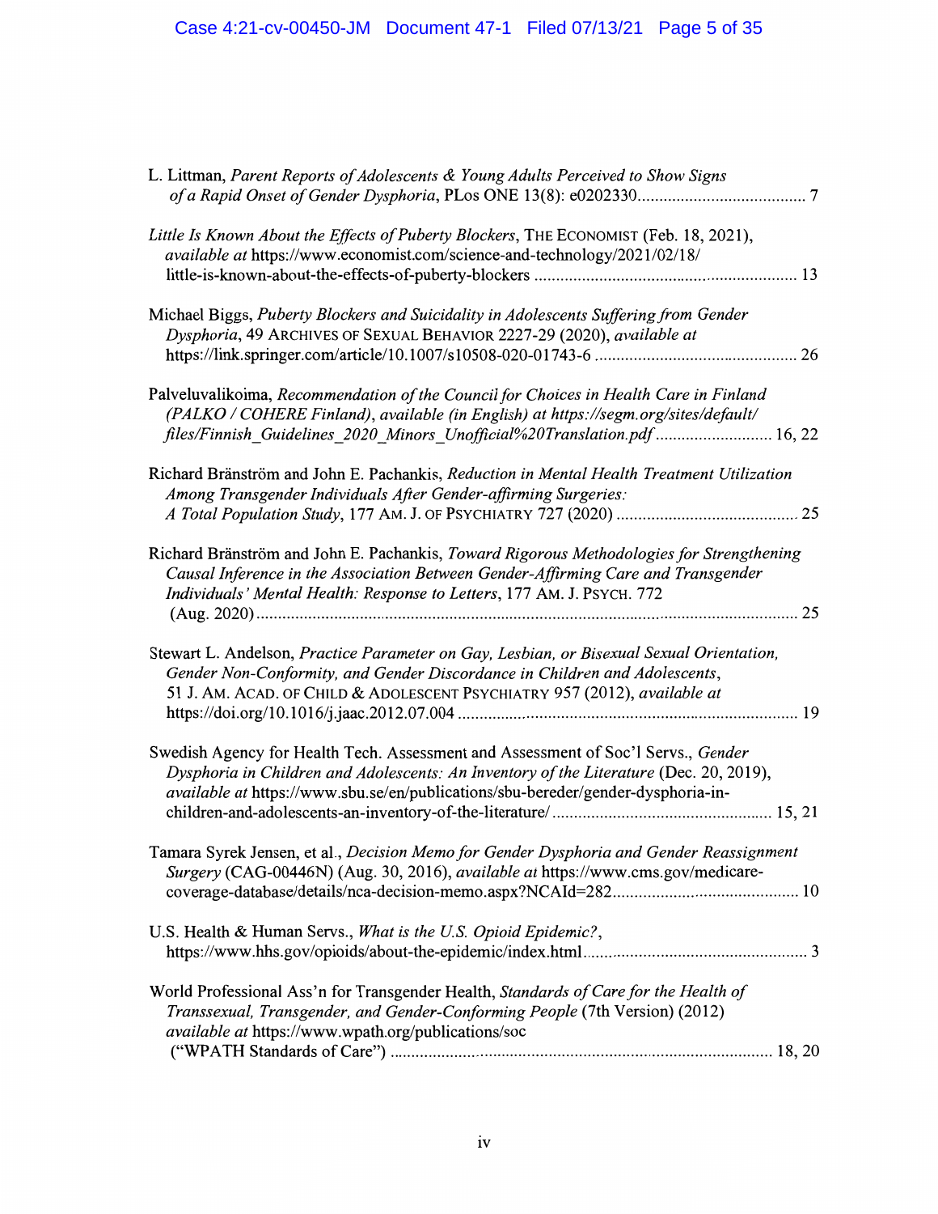L. Littman, *Parent Reports of Adolescents & Young Adults Perceived to Show Signs of a Rapid Onset of Gender Dysphoria*, PLos ONE 13(8): e0202330....................................... 7

*Little Is Known About the Effects of Puberty Blockers*, THE ECONOMIST (Feb. 18, 2021), *available at* https://www.economist.com/science-and-technology/2021/02/18/little-is-known-about-the-effects-of-puberty-blockers ............................................................ 13

Michael Biggs, *Puberty Blockers and Suicidality in Adolescents Suffering from Gender Dysphoria*, 49 ARCHIVES OF SEXUAL BEHAVIOR 2227-29 (2020), *available at* https://link.springer.com/article/10.1007/s10508-020-01743-6 .............................................. 26

Palveluvalikoima, *Recommendation of the Council for Choices in Health Care in Finland (PALKO / COHERE Finland), available (in English) at https://segm.org/sites/default/files/Finnish_Guidelines_2020_Minors_Unofficial%20Translation.pdf* .......................... 16, 22

Richard Bränström and John E. Pachankis, *Reduction in Mental Health Treatment Utilization Among Transgender Individuals After Gender-affirming Surgeries: A Total Population Study*, 177 AM. J. OF PSYCHIATRY 727 (2020) .......................................... 25

Richard Bränström and John E. Pachankis, *Toward Rigorous Methodologies for Strengthening Causal Inference in the Association Between Gender-Affirming Care and Transgender Individuals' Mental Health: Response to Letters*, 177 AM. J. PSYCH. 772 (Aug. 2020)........................................................................................................................ 25

Stewart L. Andelson, *Practice Parameter on Gay, Lesbian, or Bisexual Sexual Orientation, Gender Non-Conformity, and Gender Discordance in Children and Adolescents*, 51 J. AM. ACAD. OF CHILD & ADOLESCENT PSYCHIATRY 957 (2012), *available at* https://doi.org/10.1016/j.jaac.2012.07.004 .............................................................................. 19

Swedish Agency for Health Tech. Assessment and Assessment of Soc'l Servs., *Gender Dysphoria in Children and Adolescents: An Inventory of the Literature* (Dec. 20, 2019), *available at* https://www.sbu.se/en/publications/sbu-bereder/gender-dysphoria-in-children-and-adolescents-an-inventory-of-the-literature/ .................................................. 15, 21

Tamara Syrek Jensen, et al., *Decision Memo for Gender Dysphoria and Gender Reassignment Surgery* (CAG-00446N) (Aug. 30, 2016), *available at* https://www.cms.gov/medicare-coverage-database/details/nca-decision-memo.aspx?NCAId=282........................................ 10

U.S. Health & Human Servs., *What is the U.S. Opioid Epidemic?*, https://www.hhs.gov/opioids/about-the-epidemic/index.html .................................................. 3

World Professional Ass'n for Transgender Health, *Standards of Care for the Health of Transsexual, Transgender, and Gender-Conforming People* (7th Version) (2012) *available at* https://www.wpath.org/publications/soc ("WPATH Standards of Care") ........................................................................................ 18, 20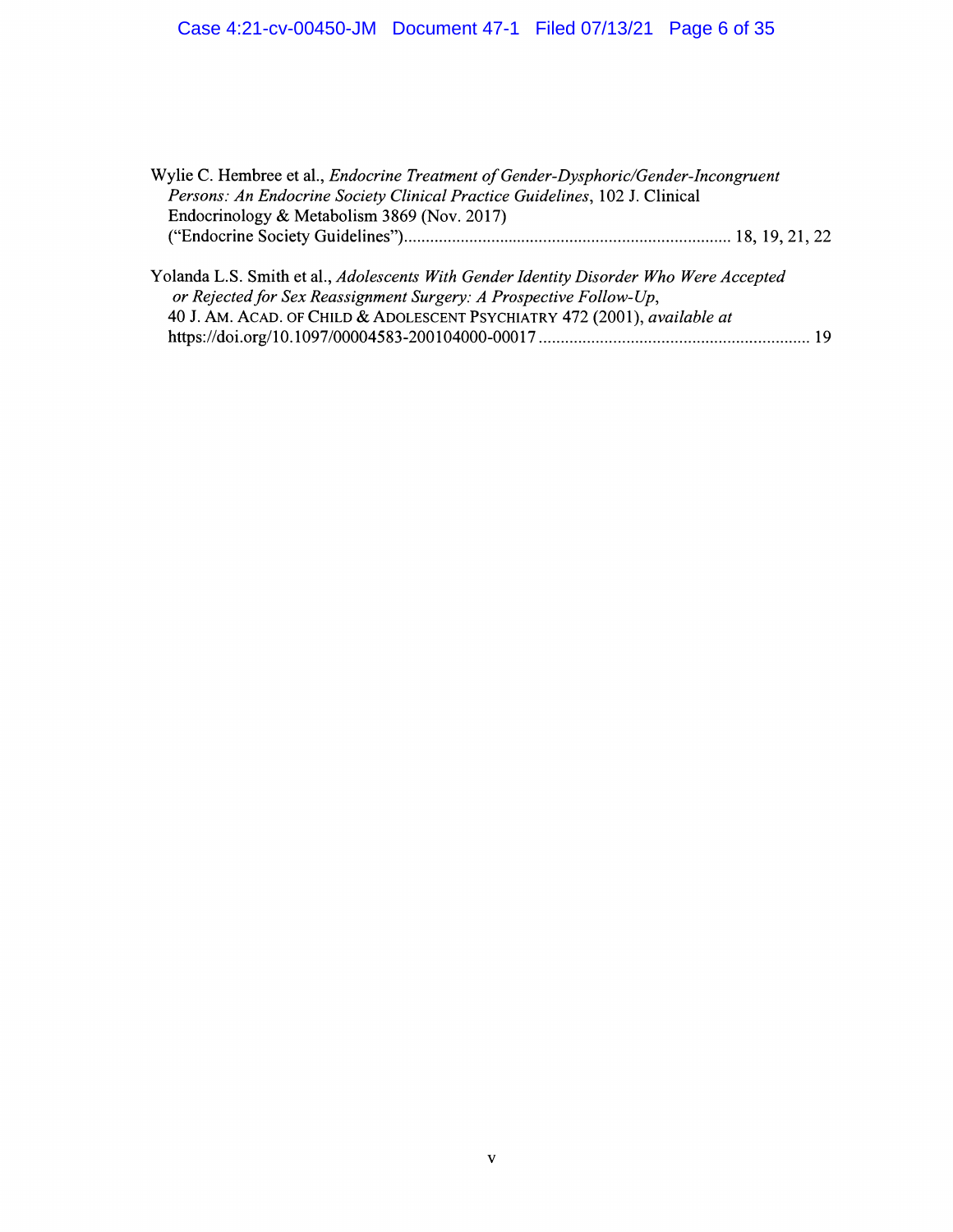Wylie C. Hembree et al., *Endocrine Treatment of Gender-Dysphoric/Gender-Incongruent Persons: An Endocrine Society Clinical Practice Guidelines*, 102 J. Clinical Endocrinology & Metabolism 3869 (Nov. 2017) ("Endocrine Society Guidelines") .......................................................................... 18, 19, 21, 22

Yolanda L.S. Smith et al., *Adolescents With Gender Identity Disorder Who Were Accepted or Rejected for Sex Reassignment Surgery: A Prospective Follow-Up*, 40 J. AM. ACAD. OF CHILD & ADOLESCENT PSYCHIATRY 472 (2001), *available at* https://doi.org/10.1097/00004583-200104000-00017 ............................................................. 19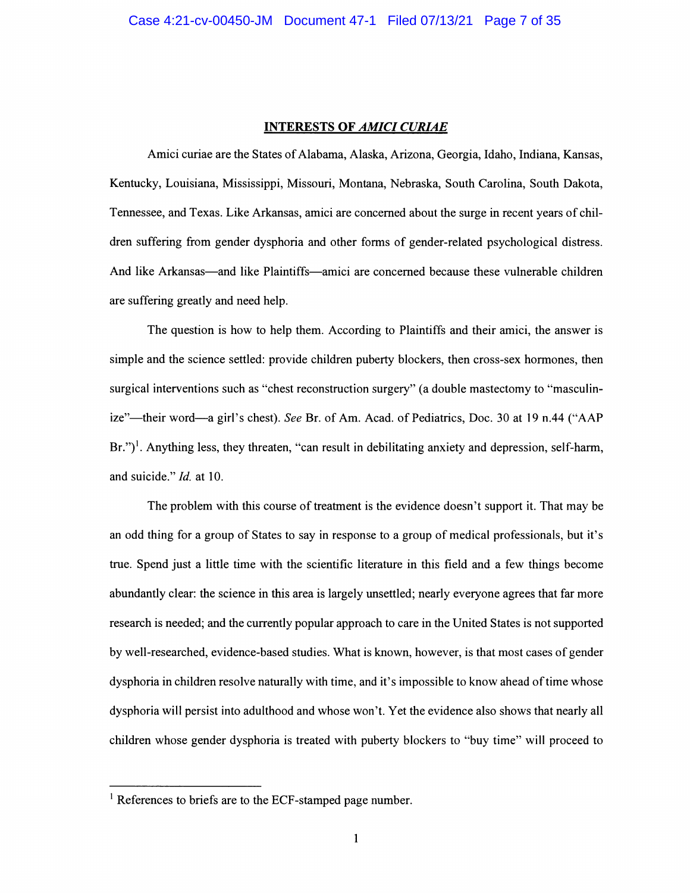## INTERESTS OF *AMICI CURIAE*

Amici curiae are the States of Alabama, Alaska, Arizona, Georgia, Idaho, Indiana, Kansas, Kentucky, Louisiana, Mississippi, Missouri, Montana, Nebraska, South Carolina, South Dakota, Tennessee, and Texas. Like Arkansas, amici are concerned about the surge in recent years of children suffering from gender dysphoria and other forms of gender-related psychological distress. And like Arkansas—and like Plaintiffs—amici are concerned because these vulnerable children are suffering greatly and need help.

The question is how to help them. According to Plaintiffs and their amici, the answer is simple and the science settled: provide children puberty blockers, then cross-sex hormones, then surgical interventions such as "chest reconstruction surgery" (a double mastectomy to "masculinize"—their word—a girl's chest). *See* Br. of Am. Acad. of Pediatrics, Doc. 30 at 19 n.44 ("AAP Br.")[1]. Anything less, they threaten, "can result in debilitating anxiety and depression, self-harm, and suicide." *Id.* at 10.

The problem with this course of treatment is the evidence doesn't support it. That may be an odd thing for a group of States to say in response to a group of medical professionals, but it's true. Spend just a little time with the scientific literature in this field and a few things become abundantly clear: the science in this area is largely unsettled; nearly everyone agrees that far more research is needed; and the currently popular approach to care in the United States is not supported by well-researched, evidence-based studies. What is known, however, is that most cases of gender dysphoria in children resolve naturally with time, and it's impossible to know ahead of time whose dysphoria will persist into adulthood and whose won't. Yet the evidence also shows that nearly all children whose gender dysphoria is treated with puberty blockers to "buy time" will proceed to

---

[1] References to briefs are to the ECF-stamped page number.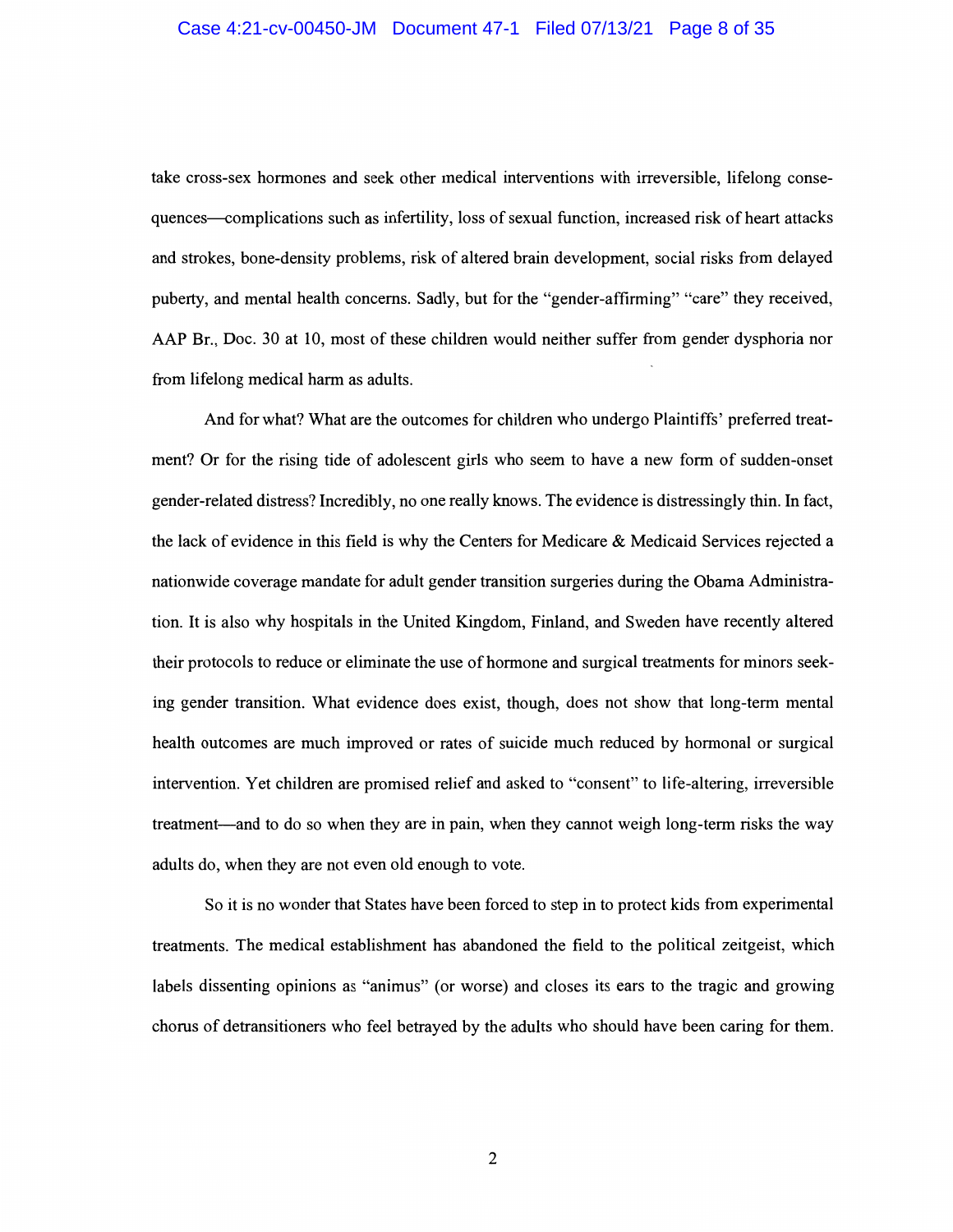take cross-sex hormones and seek other medical interventions with irreversible, lifelong consequences—complications such as infertility, loss of sexual function, increased risk of heart attacks and strokes, bone-density problems, risk of altered brain development, social risks from delayed puberty, and mental health concerns. Sadly, but for the "gender-affirming" "care" they received, AAP Br., Doc. 30 at 10, most of these children would neither suffer from gender dysphoria nor from lifelong medical harm as adults.

And for what? What are the outcomes for children who undergo Plaintiffs' preferred treatment? Or for the rising tide of adolescent girls who seem to have a new form of sudden-onset gender-related distress? Incredibly, no one really knows. The evidence is distressingly thin. In fact, the lack of evidence in this field is why the Centers for Medicare & Medicaid Services rejected a nationwide coverage mandate for adult gender transition surgeries during the Obama Administration. It is also why hospitals in the United Kingdom, Finland, and Sweden have recently altered their protocols to reduce or eliminate the use of hormone and surgical treatments for minors seeking gender transition. What evidence does exist, though, does not show that long-term mental health outcomes are much improved or rates of suicide much reduced by hormonal or surgical intervention. Yet children are promised relief and asked to "consent" to life-altering, irreversible treatment—and to do so when they are in pain, when they cannot weigh long-term risks the way adults do, when they are not even old enough to vote.

So it is no wonder that States have been forced to step in to protect kids from experimental treatments. The medical establishment has abandoned the field to the political zeitgeist, which labels dissenting opinions as "animus" (or worse) and closes its ears to the tragic and growing chorus of detransitioners who feel betrayed by the adults who should have been caring for them.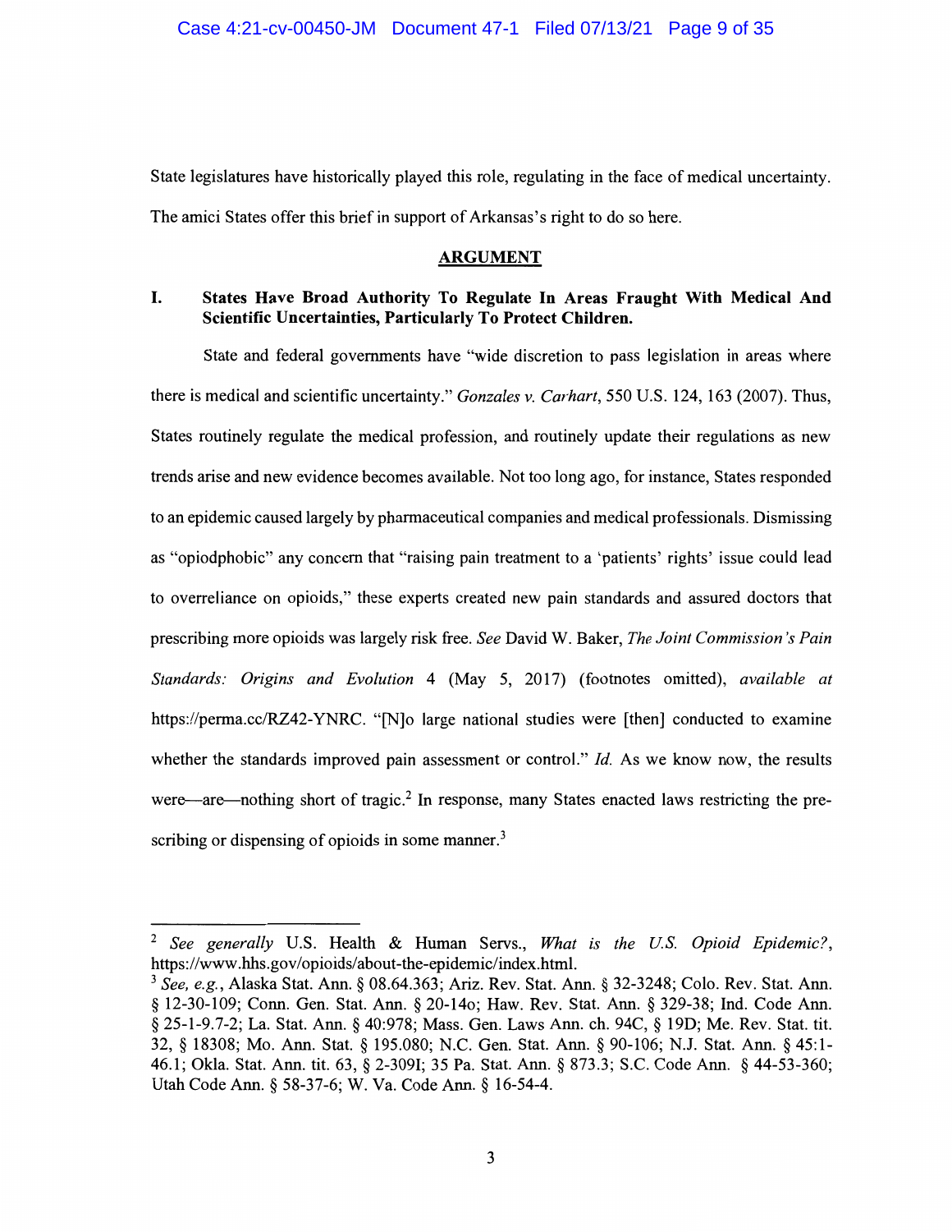State legislatures have historically played this role, regulating in the face of medical uncertainty. The amici States offer this brief in support of Arkansas's right to do so here.

## ARGUMENT

### I. States Have Broad Authority To Regulate In Areas Fraught With Medical And Scientific Uncertainties, Particularly To Protect Children.

State and federal governments have "wide discretion to pass legislation in areas where there is medical and scientific uncertainty." *Gonzales v. Carhart*, 550 U.S. 124, 163 (2007). Thus, States routinely regulate the medical profession, and routinely update their regulations as new trends arise and new evidence becomes available. Not too long ago, for instance, States responded to an epidemic caused largely by pharmaceutical companies and medical professionals. Dismissing as "opiodphobic" any concern that "raising pain treatment to a 'patients' rights' issue could lead to overreliance on opioids," these experts created new pain standards and assured doctors that prescribing more opioids was largely risk free. *See* David W. Baker, *The Joint Commission's Pain Standards: Origins and Evolution* 4 (May 5, 2017) (footnotes omitted), *available at* https://perma.cc/RZ42-YNRC. "[N]o large national studies were [then] conducted to examine whether the standards improved pain assessment or control." *Id.* As we know now, the results were—are—nothing short of tragic.[2] In response, many States enacted laws restricting the prescribing or dispensing of opioids in some manner.[3]

---

[2] *See generally* U.S. Health & Human Servs., *What is the U.S. Opioid Epidemic?*, https://www.hhs.gov/opioids/about-the-epidemic/index.html.

[3] *See, e.g.*, Alaska Stat. Ann. § 08.64.363; Ariz. Rev. Stat. Ann. § 32-3248; Colo. Rev. Stat. Ann. § 12-30-109; Conn. Gen. Stat. Ann. § 20-14o; Haw. Rev. Stat. Ann. § 329-38; Ind. Code Ann. § 25-1-9.7-2; La. Stat. Ann. § 40:978; Mass. Gen. Laws Ann. ch. 94C, § 19D; Me. Rev. Stat. tit. 32, § 18308; Mo. Ann. Stat. § 195.080; N.C. Gen. Stat. Ann. § 90-106; N.J. Stat. Ann. § 45:1-46.1; Okla. Stat. Ann. tit. 63, § 2-309I; 35 Pa. Stat. Ann. § 873.3; S.C. Code Ann. § 44-53-360; Utah Code Ann. § 58-37-6; W. Va. Code Ann. § 16-54-4.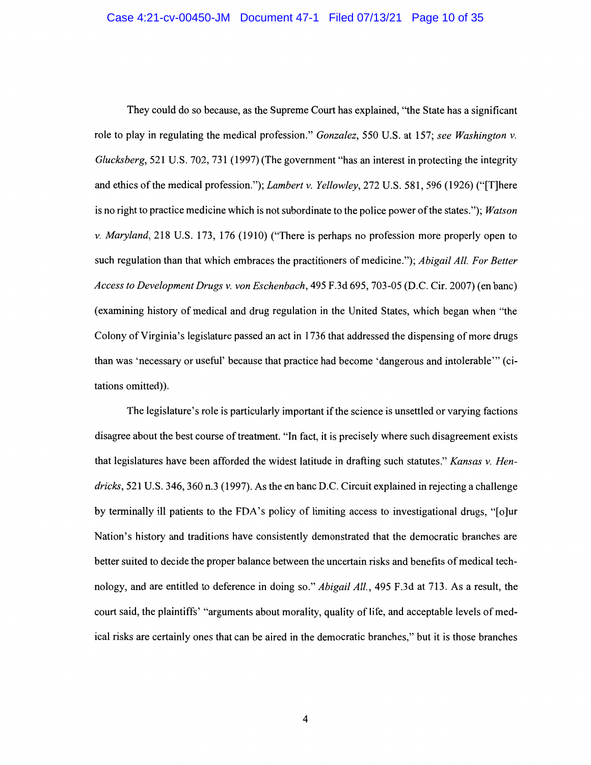They could do so because, as the Supreme Court has explained, "the State has a significant role to play in regulating the medical profession." *Gonzalez*, 550 U.S. at 157; *see Washington v. Glucksberg*, 521 U.S. 702, 731 (1997) (The government "has an interest in protecting the integrity and ethics of the medical profession."); *Lambert v. Yellowley*, 272 U.S. 581, 596 (1926) ("[T]here is no right to practice medicine which is not subordinate to the police power of the states."); *Watson v. Maryland*, 218 U.S. 173, 176 (1910) ("There is perhaps no profession more properly open to such regulation than that which embraces the practitioners of medicine."); *Abigail All. For Better Access to Development Drugs v. von Eschenbach*, 495 F.3d 695, 703-05 (D.C. Cir. 2007) (en banc) (examining history of medical and drug regulation in the United States, which began when "the Colony of Virginia's legislature passed an act in 1736 that addressed the dispensing of more drugs than was 'necessary or useful' because that practice had become 'dangerous and intolerable'" (citations omitted)).

The legislature's role is particularly important if the science is unsettled or varying factions disagree about the best course of treatment. "In fact, it is precisely where such disagreement exists that legislatures have been afforded the widest latitude in drafting such statutes." *Kansas v. Hendricks*, 521 U.S. 346, 360 n.3 (1997). As the en banc D.C. Circuit explained in rejecting a challenge by terminally ill patients to the FDA's policy of limiting access to investigational drugs, "[o]ur Nation's history and traditions have consistently demonstrated that the democratic branches are better suited to decide the proper balance between the uncertain risks and benefits of medical technology, and are entitled to deference in doing so." *Abigail All.*, 495 F.3d at 713. As a result, the court said, the plaintiffs' "arguments about morality, quality of life, and acceptable levels of medical risks are certainly ones that can be aired in the democratic branches," but it is those branches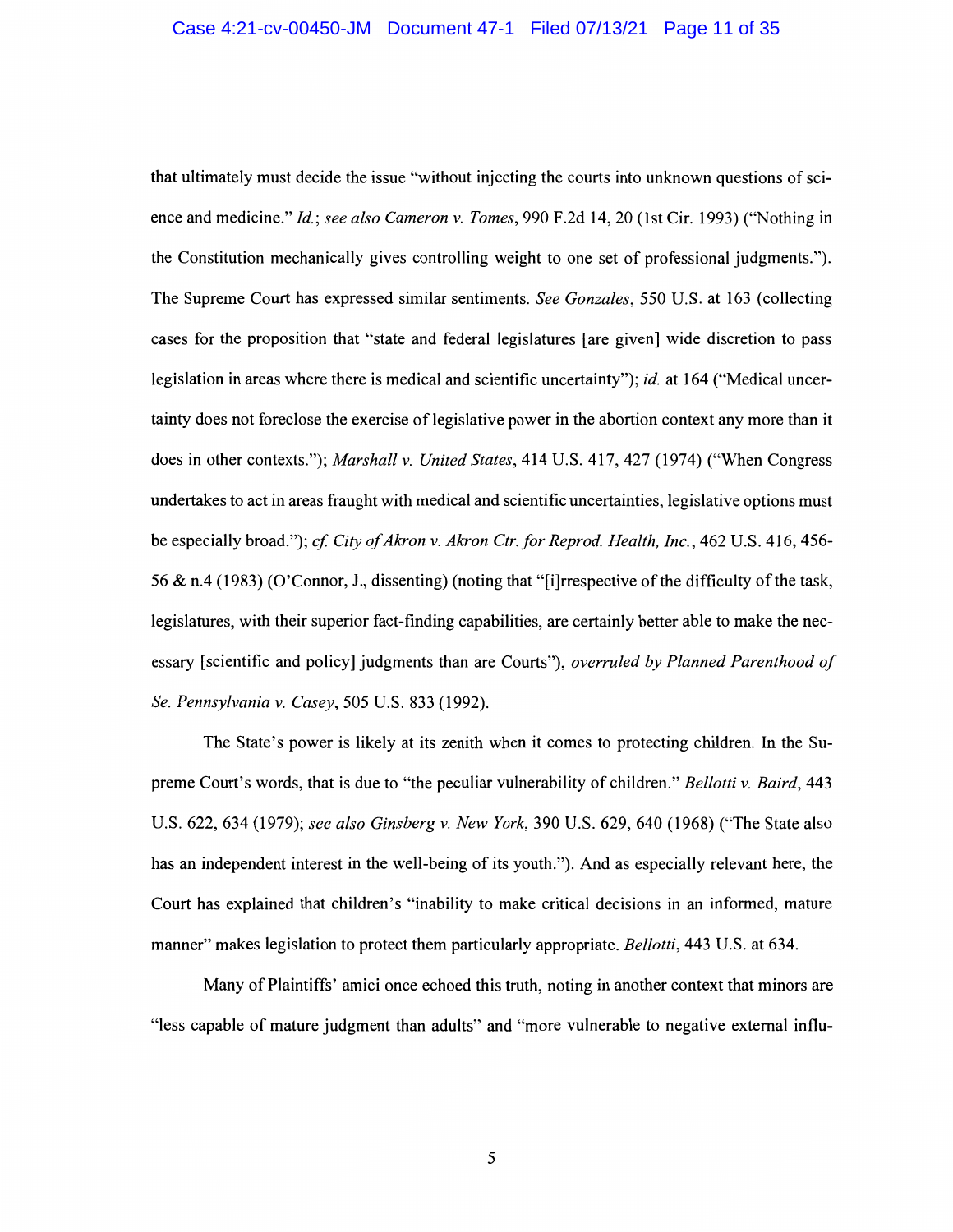that ultimately must decide the issue "without injecting the courts into unknown questions of science and medicine." *Id.*; *see also Cameron v. Tomes*, 990 F.2d 14, 20 (1st Cir. 1993) ("Nothing in the Constitution mechanically gives controlling weight to one set of professional judgments."). The Supreme Court has expressed similar sentiments. *See Gonzales*, 550 U.S. at 163 (collecting cases for the proposition that "state and federal legislatures [are given] wide discretion to pass legislation in areas where there is medical and scientific uncertainty"); *id.* at 164 ("Medical uncertainty does not foreclose the exercise of legislative power in the abortion context any more than it does in other contexts."); *Marshall v. United States*, 414 U.S. 417, 427 (1974) ("When Congress undertakes to act in areas fraught with medical and scientific uncertainties, legislative options must be especially broad."); *cf. City of Akron v. Akron Ctr. for Reprod. Health, Inc.*, 462 U.S. 416, 456-56 & n.4 (1983) (O'Connor, J., dissenting) (noting that "[i]rrespective of the difficulty of the task, legislatures, with their superior fact-finding capabilities, are certainly better able to make the necessary [scientific and policy] judgments than are Courts"), *overruled by Planned Parenthood of Se. Pennsylvania v. Casey*, 505 U.S. 833 (1992).

The State's power is likely at its zenith when it comes to protecting children. In the Supreme Court's words, that is due to "the peculiar vulnerability of children." *Bellotti v. Baird*, 443 U.S. 622, 634 (1979); *see also Ginsberg v. New York*, 390 U.S. 629, 640 (1968) ("The State also has an independent interest in the well-being of its youth."). And as especially relevant here, the Court has explained that children's "inability to make critical decisions in an informed, mature manner" makes legislation to protect them particularly appropriate. *Bellotti*, 443 U.S. at 634.

Many of Plaintiffs' amici once echoed this truth, noting in another context that minors are "less capable of mature judgment than adults" and "more vulnerable to negative external influ-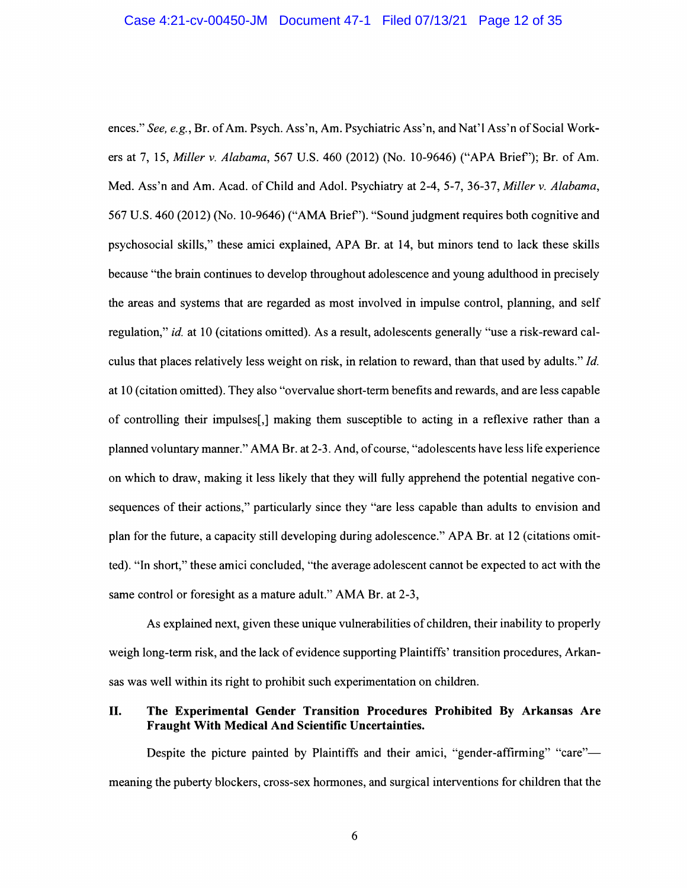ences." *See, e.g.*, Br. of Am. Psych. Ass'n, Am. Psychiatric Ass'n, and Nat'l Ass'n of Social Workers at 7, 15, *Miller v. Alabama*, 567 U.S. 460 (2012) (No. 10-9646) ("APA Brief"); Br. of Am. Med. Ass'n and Am. Acad. of Child and Adol. Psychiatry at 2-4, 5-7, 36-37, *Miller v. Alabama*, 567 U.S. 460 (2012) (No. 10-9646) ("AMA Brief"). "Sound judgment requires both cognitive and psychosocial skills," these amici explained, APA Br. at 14, but minors tend to lack these skills because "the brain continues to develop throughout adolescence and young adulthood in precisely the areas and systems that are regarded as most involved in impulse control, planning, and self regulation," *id.* at 10 (citations omitted). As a result, adolescents generally "use a risk-reward calculus that places relatively less weight on risk, in relation to reward, than that used by adults." *Id.* at 10 (citation omitted). They also "overvalue short-term benefits and rewards, and are less capable of controlling their impulses[,] making them susceptible to acting in a reflexive rather than a planned voluntary manner." AMA Br. at 2-3. And, of course, "adolescents have less life experience on which to draw, making it less likely that they will fully apprehend the potential negative consequences of their actions," particularly since they "are less capable than adults to envision and plan for the future, a capacity still developing during adolescence." APA Br. at 12 (citations omitted). "In short," these amici concluded, "the average adolescent cannot be expected to act with the same control or foresight as a mature adult." AMA Br. at 2-3,

As explained next, given these unique vulnerabilities of children, their inability to properly weigh long-term risk, and the lack of evidence supporting Plaintiffs' transition procedures, Arkansas was well within its right to prohibit such experimentation on children.

## II. The Experimental Gender Transition Procedures Prohibited By Arkansas Are Fraught With Medical And Scientific Uncertainties.

Despite the picture painted by Plaintiffs and their amici, "gender-affirming" "care"—meaning the puberty blockers, cross-sex hormones, and surgical interventions for children that the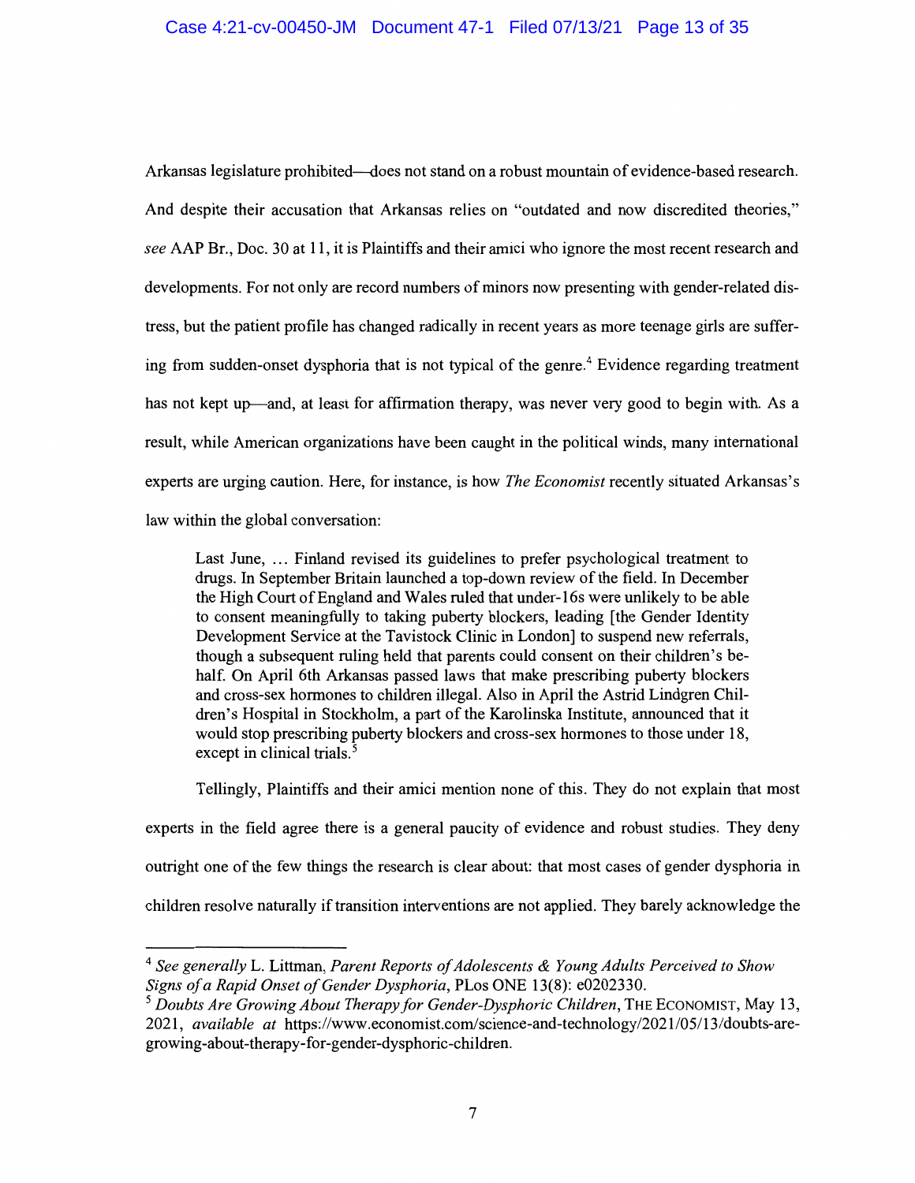Arkansas legislature prohibited—does not stand on a robust mountain of evidence-based research. And despite their accusation that Arkansas relies on "outdated and now discredited theories," *see* AAP Br., Doc. 30 at 11, it is Plaintiffs and their amici who ignore the most recent research and developments. For not only are record numbers of minors now presenting with gender-related distress, but the patient profile has changed radically in recent years as more teenage girls are suffering from sudden-onset dysphoria that is not typical of the genre.[4] Evidence regarding treatment has not kept up—and, at least for affirmation therapy, was never very good to begin with. As a result, while American organizations have been caught in the political winds, many international experts are urging caution. Here, for instance, is how *The Economist* recently situated Arkansas's law within the global conversation:

> Last June, … Finland revised its guidelines to prefer psychological treatment to drugs. In September Britain launched a top-down review of the field. In December the High Court of England and Wales ruled that under-16s were unlikely to be able to consent meaningfully to taking puberty blockers, leading [the Gender Identity Development Service at the Tavistock Clinic in London] to suspend new referrals, though a subsequent ruling held that parents could consent on their children's behalf. On April 6th Arkansas passed laws that make prescribing puberty blockers and cross-sex hormones to children illegal. Also in April the Astrid Lindgren Children's Hospital in Stockholm, a part of the Karolinska Institute, announced that it would stop prescribing puberty blockers and cross-sex hormones to those under 18, except in clinical trials.[5]

Tellingly, Plaintiffs and their amici mention none of this. They do not explain that most experts in the field agree there is a general paucity of evidence and robust studies. They deny outright one of the few things the research is clear about: that most cases of gender dysphoria in children resolve naturally if transition interventions are not applied. They barely acknowledge the

---

[4] *See generally* L. Littman, *Parent Reports of Adolescents & Young Adults Perceived to Show Signs of a Rapid Onset of Gender Dysphoria*, PLos ONE 13(8): e0202330.

[5] *Doubts Are Growing About Therapy for Gender-Dysphoric Children*, THE ECONOMIST, May 13, 2021, *available at* https://www.economist.com/science-and-technology/2021/05/13/doubts-are-growing-about-therapy-for-gender-dysphoric-children.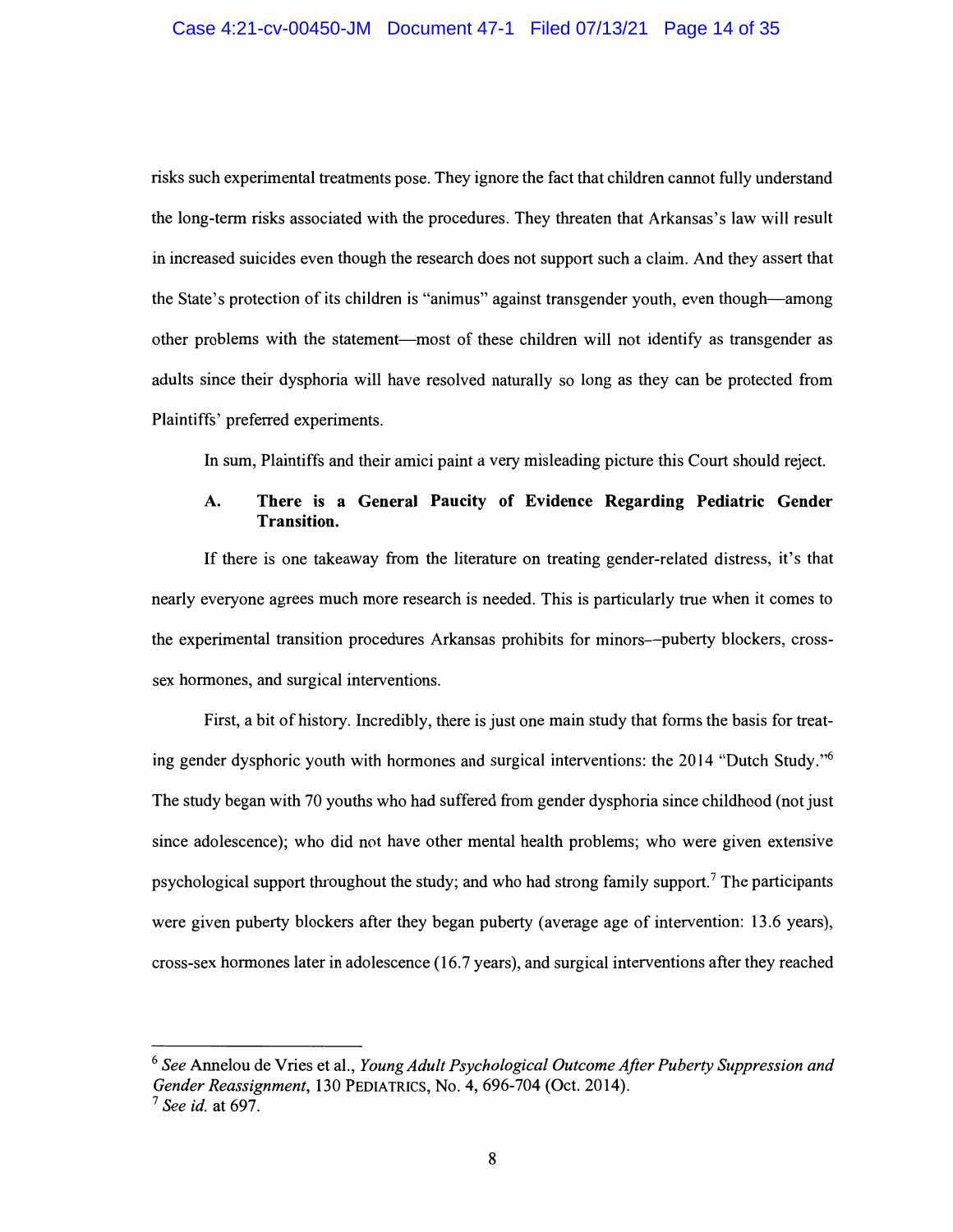risks such experimental treatments pose. They ignore the fact that children cannot fully understand the long-term risks associated with the procedures. They threaten that Arkansas's law will result in increased suicides even though the research does not support such a claim. And they assert that the State's protection of its children is "animus" against transgender youth, even though—among other problems with the statement—most of these children will not identify as transgender as adults since their dysphoria will have resolved naturally so long as they can be protected from Plaintiffs' preferred experiments.

In sum, Plaintiffs and their amici paint a very misleading picture this Court should reject.

### A. There is a General Paucity of Evidence Regarding Pediatric Gender Transition.

If there is one takeaway from the literature on treating gender-related distress, it's that nearly everyone agrees much more research is needed. This is particularly true when it comes to the experimental transition procedures Arkansas prohibits for minors––puberty blockers, cross-sex hormones, and surgical interventions.

First, a bit of history. Incredibly, there is just one main study that forms the basis for treating gender dysphoric youth with hormones and surgical interventions: the 2014 "Dutch Study."[6] The study began with 70 youths who had suffered from gender dysphoria since childhood (not just since adolescence); who did not have other mental health problems; who were given extensive psychological support throughout the study; and who had strong family support.[7] The participants were given puberty blockers after they began puberty (average age of intervention: 13.6 years), cross-sex hormones later in adolescence (16.7 years), and surgical interventions after they reached

---

[6] *See* Annelou de Vries et al., *Young Adult Psychological Outcome After Puberty Suppression and Gender Reassignment*, 130 PEDIATRICS, No. 4, 696-704 (Oct. 2014).

[7] *See id.* at 697.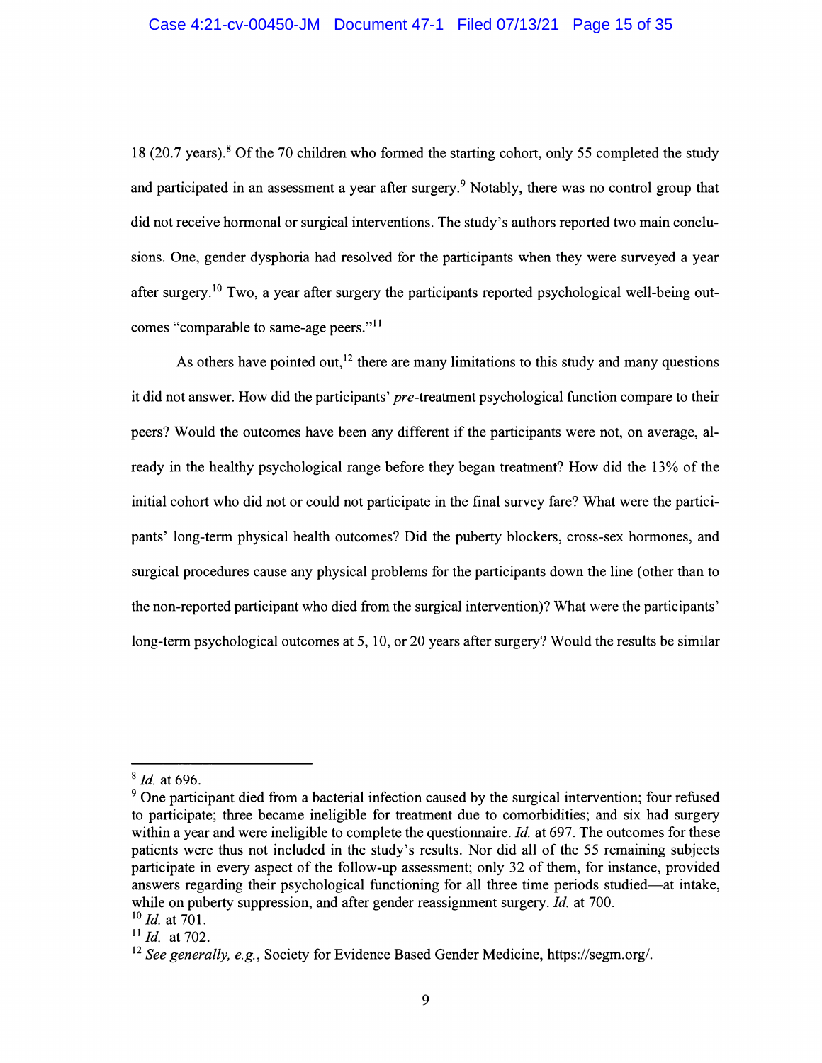18 (20.7 years).[8] Of the 70 children who formed the starting cohort, only 55 completed the study and participated in an assessment a year after surgery.[9] Notably, there was no control group that did not receive hormonal or surgical interventions. The study's authors reported two main conclusions. One, gender dysphoria had resolved for the participants when they were surveyed a year after surgery.[10] Two, a year after surgery the participants reported psychological well-being outcomes "comparable to same-age peers."[11]

As others have pointed out,[12] there are many limitations to this study and many questions it did not answer. How did the participants' *pre*-treatment psychological function compare to their peers? Would the outcomes have been any different if the participants were not, on average, already in the healthy psychological range before they began treatment? How did the 13% of the initial cohort who did not or could not participate in the final survey fare? What were the participants' long-term physical health outcomes? Did the puberty blockers, cross-sex hormones, and surgical procedures cause any physical problems for the participants down the line (other than to the non-reported participant who died from the surgical intervention)? What were the participants' long-term psychological outcomes at 5, 10, or 20 years after surgery? Would the results be similar

---

[8] *Id.* at 696.

[9] One participant died from a bacterial infection caused by the surgical intervention; four refused to participate; three became ineligible for treatment due to comorbidities; and six had surgery within a year and were ineligible to complete the questionnaire. *Id.* at 697. The outcomes for these patients were thus not included in the study's results. Nor did all of the 55 remaining subjects participate in every aspect of the follow-up assessment; only 32 of them, for instance, provided answers regarding their psychological functioning for all three time periods studied—at intake, while on puberty suppression, and after gender reassignment surgery. *Id.* at 700.

[10] *Id.* at 701.

[11] *Id.* at 702.

[12] *See generally, e.g.*, Society for Evidence Based Gender Medicine, https://segm.org/.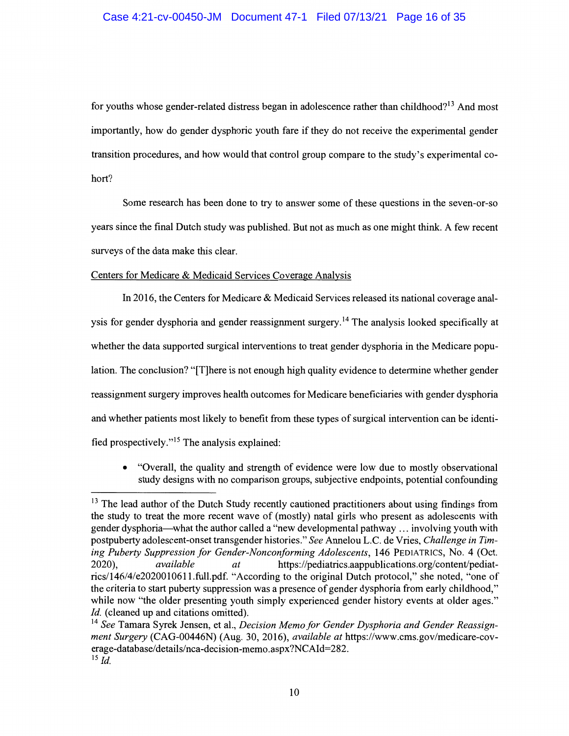for youths whose gender-related distress began in adolescence rather than childhood?[13] And most importantly, how do gender dysphoric youth fare if they do not receive the experimental gender transition procedures, and how would that control group compare to the study's experimental cohort?

Some research has been done to try to answer some of these questions in the seven-or-so years since the final Dutch study was published. But not as much as one might think. A few recent surveys of the data make this clear.

<u>Centers for Medicare & Medicaid Services Coverage Analysis</u>

In 2016, the Centers for Medicare & Medicaid Services released its national coverage analysis for gender dysphoria and gender reassignment surgery.[14] The analysis looked specifically at whether the data supported surgical interventions to treat gender dysphoria in the Medicare population. The conclusion? "[T]here is not enough high quality evidence to determine whether gender reassignment surgery improves health outcomes for Medicare beneficiaries with gender dysphoria and whether patients most likely to benefit from these types of surgical intervention can be identified prospectively."[15] The analysis explained:

- "Overall, the quality and strength of evidence were low due to mostly observational study designs with no comparison groups, subjective endpoints, potential confounding

---

[13] The lead author of the Dutch Study recently cautioned practitioners about using findings from the study to treat the more recent wave of (mostly) natal girls who present as adolescents with gender dysphoria—what the author called a "new developmental pathway … involving youth with postpuberty adolescent-onset transgender histories." *See* Annelou L.C. de Vries, *Challenge in Timing Puberty Suppression for Gender-Nonconforming Adolescents*, 146 PEDIATRICS, No. 4 (Oct. 2020), *available at* https://pediatrics.aappublications.org/content/pediatrics/146/4/e2020010611.full.pdf. "According to the original Dutch protocol," she noted, "one of the criteria to start puberty suppression was a presence of gender dysphoria from early childhood," while now "the older presenting youth simply experienced gender history events at older ages." *Id.* (cleaned up and citations omitted).

[14] *See* Tamara Syrek Jensen, et al., *Decision Memo for Gender Dysphoria and Gender Reassignment Surgery* (CAG-00446N) (Aug. 30, 2016), *available at* https://www.cms.gov/medicare-coverage-database/details/nca-decision-memo.aspx?NCAId=282.

[15] *Id.*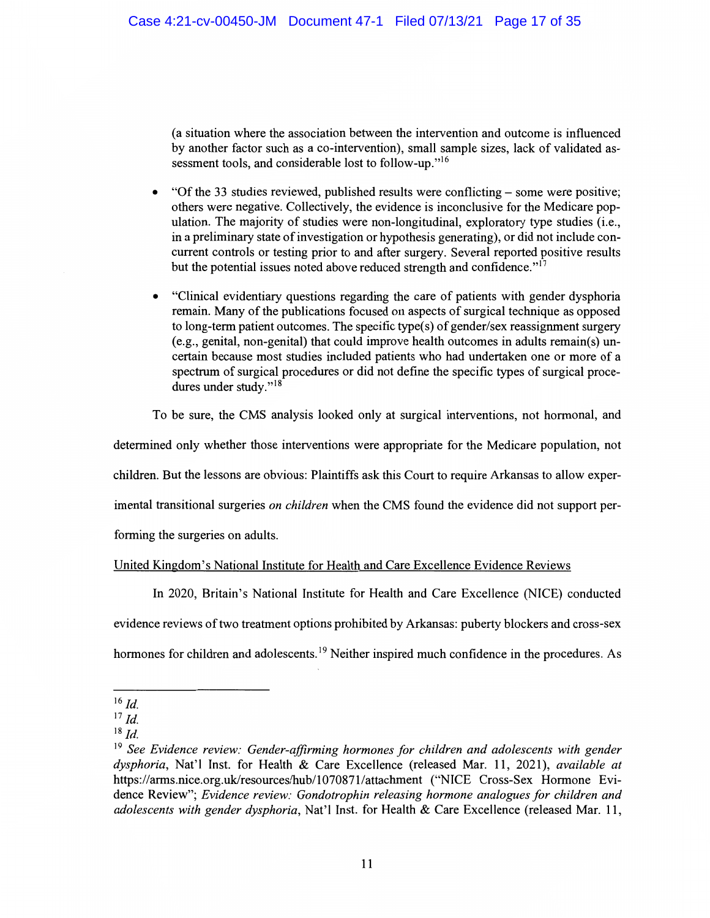(a situation where the association between the intervention and outcome is influenced by another factor such as a co-intervention), small sample sizes, lack of validated assessment tools, and considerable lost to follow-up."[16]

- "Of the 33 studies reviewed, published results were conflicting – some were positive; others were negative. Collectively, the evidence is inconclusive for the Medicare population. The majority of studies were non-longitudinal, exploratory type studies (i.e., in a preliminary state of investigation or hypothesis generating), or did not include concurrent controls or testing prior to and after surgery. Several reported positive results but the potential issues noted above reduced strength and confidence."[17]

- "Clinical evidentiary questions regarding the care of patients with gender dysphoria remain. Many of the publications focused on aspects of surgical technique as opposed to long-term patient outcomes. The specific type(s) of gender/sex reassignment surgery (e.g., genital, non-genital) that could improve health outcomes in adults remain(s) uncertain because most studies included patients who had undertaken one or more of a spectrum of surgical procedures or did not define the specific types of surgical procedures under study."[18]

To be sure, the CMS analysis looked only at surgical interventions, not hormonal, and determined only whether those interventions were appropriate for the Medicare population, not children. But the lessons are obvious: Plaintiffs ask this Court to require Arkansas to allow experimental transitional surgeries *on children* when the CMS found the evidence did not support performing the surgeries on adults.

<u>United Kingdom's National Institute for Health and Care Excellence Evidence Reviews</u>

In 2020, Britain's National Institute for Health and Care Excellence (NICE) conducted evidence reviews of two treatment options prohibited by Arkansas: puberty blockers and cross-sex hormones for children and adolescents.[19] Neither inspired much confidence in the procedures. As

---

[16] *Id.*

[17] *Id.*

[18] *Id.*

[19] *See Evidence review: Gender-affirming hormones for children and adolescents with gender dysphoria*, Nat'l Inst. for Health & Care Excellence (released Mar. 11, 2021), *available at* https://arms.nice.org.uk/resources/hub/1070871/attachment ("NICE Cross-Sex Hormone Evidence Review"; *Evidence review: Gondotrophin releasing hormone analogues for children and adolescents with gender dysphoria*, Nat'l Inst. for Health & Care Excellence (released Mar. 11,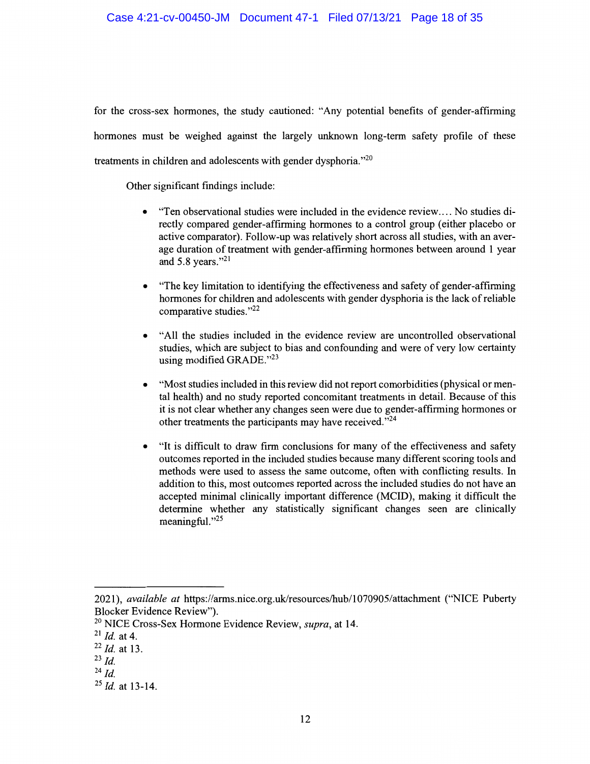for the cross-sex hormones, the study cautioned: "Any potential benefits of gender-affirming hormones must be weighed against the largely unknown long-term safety profile of these treatments in children and adolescents with gender dysphoria."[20]

Other significant findings include:

- "Ten observational studies were included in the evidence review.... No studies directly compared gender-affirming hormones to a control group (either placebo or active comparator). Follow-up was relatively short across all studies, with an average duration of treatment with gender-affirming hormones between around 1 year and 5.8 years."[21]

- "The key limitation to identifying the effectiveness and safety of gender-affirming hormones for children and adolescents with gender dysphoria is the lack of reliable comparative studies."[22]

- "All the studies included in the evidence review are uncontrolled observational studies, which are subject to bias and confounding and were of very low certainty using modified GRADE."[23]

- "Most studies included in this review did not report comorbidities (physical or mental health) and no study reported concomitant treatments in detail. Because of this it is not clear whether any changes seen were due to gender-affirming hormones or other treatments the participants may have received."[24]

- "It is difficult to draw firm conclusions for many of the effectiveness and safety outcomes reported in the included studies because many different scoring tools and methods were used to assess the same outcome, often with conflicting results. In addition to this, most outcomes reported across the included studies do not have an accepted minimal clinically important difference (MCID), making it difficult the determine whether any statistically significant changes seen are clinically meaningful."[25]

---

2021), *available at* https://arms.nice.org.uk/resources/hub/1070905/attachment ("NICE Puberty Blocker Evidence Review").

[20] NICE Cross-Sex Hormone Evidence Review, *supra*, at 14.

[21] *Id.* at 4.

[22] *Id.* at 13.

[23] *Id.*

[24] *Id.*

[25] *Id.* at 13-14.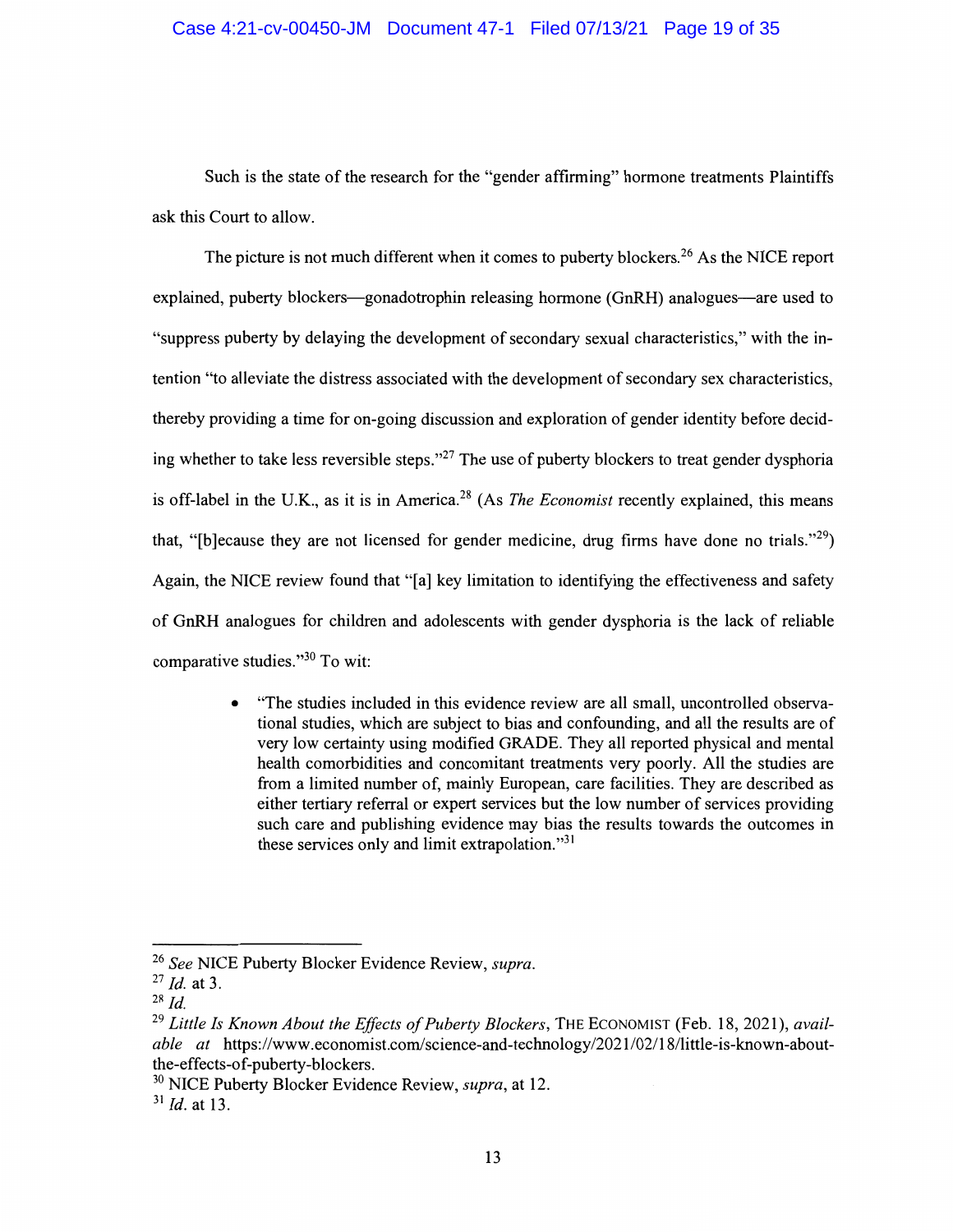Such is the state of the research for the "gender affirming" hormone treatments Plaintiffs ask this Court to allow.

The picture is not much different when it comes to puberty blockers.[26] As the NICE report explained, puberty blockers—gonadotrophin releasing hormone (GnRH) analogues—are used to "suppress puberty by delaying the development of secondary sexual characteristics," with the intention "to alleviate the distress associated with the development of secondary sex characteristics, thereby providing a time for on-going discussion and exploration of gender identity before deciding whether to take less reversible steps."[27] The use of puberty blockers to treat gender dysphoria is off-label in the U.K., as it is in America.[28] (As *The Economist* recently explained, this means that, "[b]ecause they are not licensed for gender medicine, drug firms have done no trials."[29]) Again, the NICE review found that "[a] key limitation to identifying the effectiveness and safety of GnRH analogues for children and adolescents with gender dysphoria is the lack of reliable comparative studies."[30] To wit:

- "The studies included in this evidence review are all small, uncontrolled observational studies, which are subject to bias and confounding, and all the results are of very low certainty using modified GRADE. They all reported physical and mental health comorbidities and concomitant treatments very poorly. All the studies are from a limited number of, mainly European, care facilities. They are described as either tertiary referral or expert services but the low number of services providing such care and publishing evidence may bias the results towards the outcomes in these services only and limit extrapolation."[31]

---

[26] *See* NICE Puberty Blocker Evidence Review, *supra*.

[27] *Id.* at 3.

[28] *Id.*

[29] *Little Is Known About the Effects of Puberty Blockers*, THE ECONOMIST (Feb. 18, 2021), *available at* https://www.economist.com/science-and-technology/2021/02/18/little-is-known-about-the-effects-of-puberty-blockers.

[30] NICE Puberty Blocker Evidence Review, *supra*, at 12.

[31] *Id.* at 13.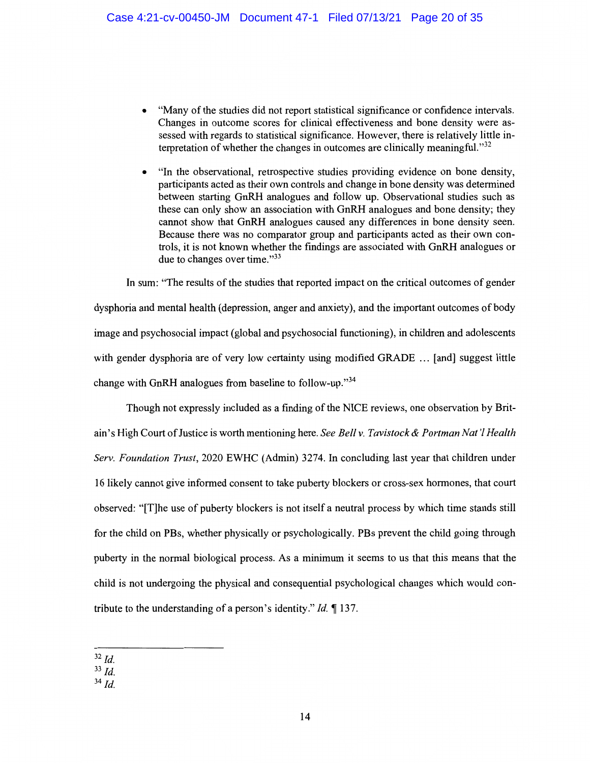- "Many of the studies did not report statistical significance or confidence intervals. Changes in outcome scores for clinical effectiveness and bone density were assessed with regards to statistical significance. However, there is relatively little interpretation of whether the changes in outcomes are clinically meaningful."[32]

- "In the observational, retrospective studies providing evidence on bone density, participants acted as their own controls and change in bone density was determined between starting GnRH analogues and follow up. Observational studies such as these can only show an association with GnRH analogues and bone density; they cannot show that GnRH analogues caused any differences in bone density seen. Because there was no comparator group and participants acted as their own controls, it is not known whether the findings are associated with GnRH analogues or due to changes over time."[33]

In sum: "The results of the studies that reported impact on the critical outcomes of gender dysphoria and mental health (depression, anger and anxiety), and the important outcomes of body image and psychosocial impact (global and psychosocial functioning), in children and adolescents with gender dysphoria are of very low certainty using modified GRADE … [and] suggest little change with GnRH analogues from baseline to follow-up."[34]

Though not expressly included as a finding of the NICE reviews, one observation by Britain's High Court of Justice is worth mentioning here. *See Bell v. Tavistock & Portman Nat'l Health Serv. Foundation Trust*, 2020 EWHC (Admin) 3274. In concluding last year that children under 16 likely cannot give informed consent to take puberty blockers or cross-sex hormones, that court observed: "[T]he use of puberty blockers is not itself a neutral process by which time stands still for the child on PBs, whether physically or psychologically. PBs prevent the child going through puberty in the normal biological process. As a minimum it seems to us that this means that the child is not undergoing the physical and consequential psychological changes which would contribute to the understanding of a person's identity." *Id.* ¶ 137.

---

[32] *Id.*
[33] *Id.*
[34] *Id.*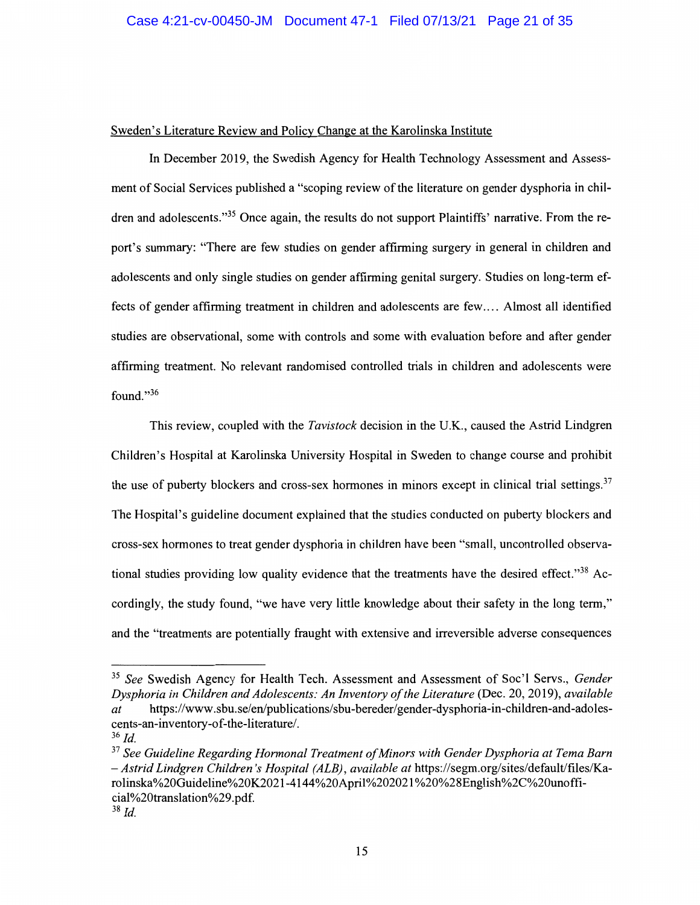<u>Sweden's Literature Review and Policy Change at the Karolinska Institute</u>

In December 2019, the Swedish Agency for Health Technology Assessment and Assessment of Social Services published a "scoping review of the literature on gender dysphoria in children and adolescents."[35] Once again, the results do not support Plaintiffs' narrative. From the report's summary: "There are few studies on gender affirming surgery in general in children and adolescents and only single studies on gender affirming genital surgery. Studies on long-term effects of gender affirming treatment in children and adolescents are few.... Almost all identified studies are observational, some with controls and some with evaluation before and after gender affirming treatment. No relevant randomised controlled trials in children and adolescents were found."[36]

This review, coupled with the *Tavistock* decision in the U.K., caused the Astrid Lindgren Children's Hospital at Karolinska University Hospital in Sweden to change course and prohibit the use of puberty blockers and cross-sex hormones in minors except in clinical trial settings.[37] The Hospital's guideline document explained that the studies conducted on puberty blockers and cross-sex hormones to treat gender dysphoria in children have been "small, uncontrolled observational studies providing low quality evidence that the treatments have the desired effect."[38] Accordingly, the study found, "we have very little knowledge about their safety in the long term," and the "treatments are potentially fraught with extensive and irreversible adverse consequences

---

[35] *See* Swedish Agency for Health Tech. Assessment and Assessment of Soc'l Servs., *Gender Dysphoria in Children and Adolescents: An Inventory of the Literature* (Dec. 20, 2019), *available at* https://www.sbu.se/en/publications/sbu-bereder/gender-dysphoria-in-children-and-adolescents-an-inventory-of-the-literature/.

[36] *Id.*

[37] *See Guideline Regarding Hormonal Treatment of Minors with Gender Dysphoria at Tema Barn – Astrid Lindgren Children's Hospital (ALB)*, *available at* https://segm.org/sites/default/files/Karolinska%20Guideline%20K2021-4144%20April%202021%20%28English%2C%20unofficial%20translation%29.pdf.

[38] *Id.*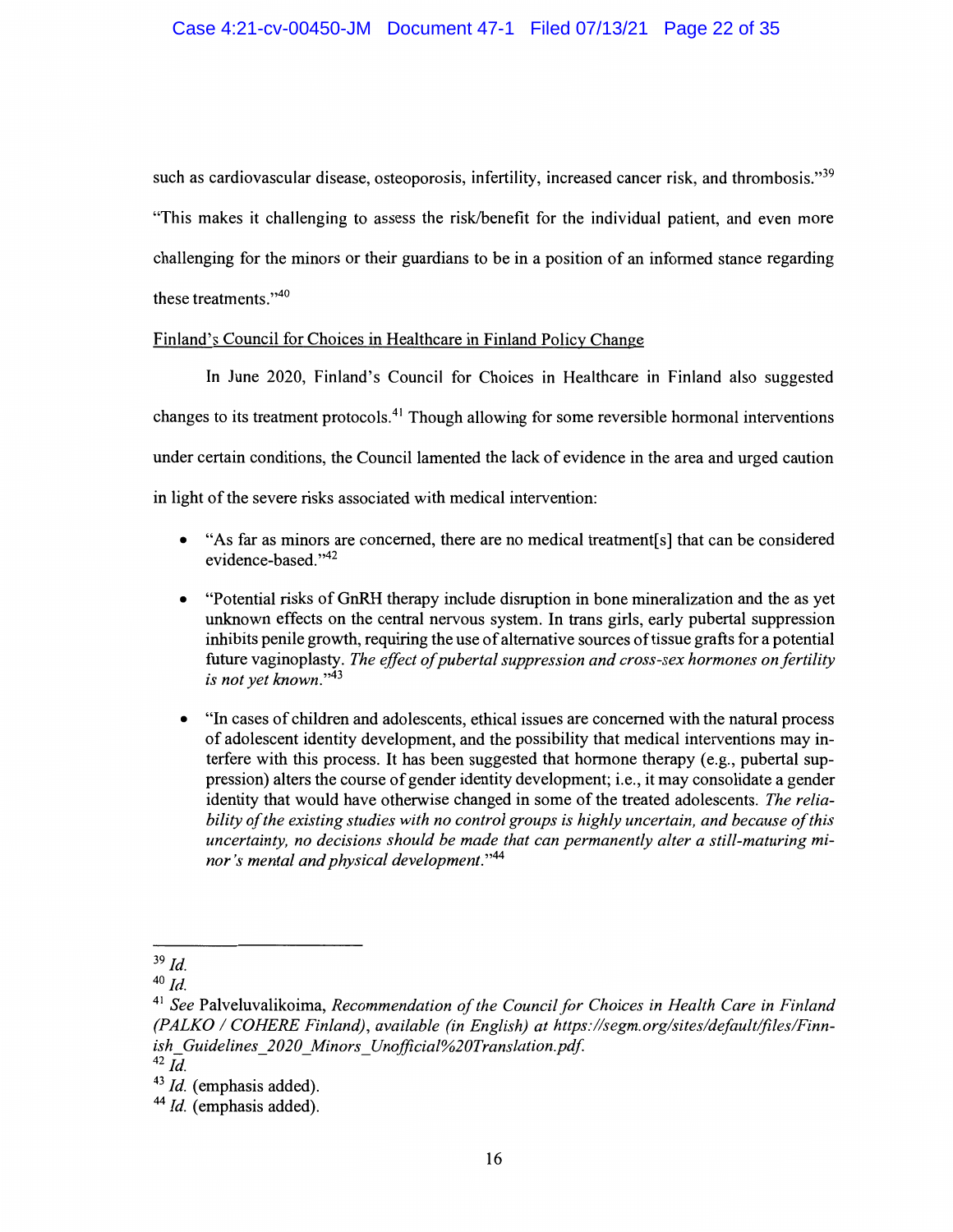such as cardiovascular disease, osteoporosis, infertility, increased cancer risk, and thrombosis."[39] "This makes it challenging to assess the risk/benefit for the individual patient, and even more challenging for the minors or their guardians to be in a position of an informed stance regarding these treatments."[40]

<u>Finland's Council for Choices in Healthcare in Finland Policy Change</u>

In June 2020, Finland's Council for Choices in Healthcare in Finland also suggested changes to its treatment protocols.[41] Though allowing for some reversible hormonal interventions under certain conditions, the Council lamented the lack of evidence in the area and urged caution in light of the severe risks associated with medical intervention:

- "As far as minors are concerned, there are no medical treatment[s] that can be considered evidence-based."[42]
- "Potential risks of GnRH therapy include disruption in bone mineralization and the as yet unknown effects on the central nervous system. In trans girls, early pubertal suppression inhibits penile growth, requiring the use of alternative sources of tissue grafts for a potential future vaginoplasty. *The effect of pubertal suppression and cross-sex hormones on fertility is not yet known*."[43]
- "In cases of children and adolescents, ethical issues are concerned with the natural process of adolescent identity development, and the possibility that medical interventions may interfere with this process. It has been suggested that hormone therapy (e.g., pubertal suppression) alters the course of gender identity development; i.e., it may consolidate a gender identity that would have otherwise changed in some of the treated adolescents. *The reliability of the existing studies with no control groups is highly uncertain, and because of this uncertainty, no decisions should be made that can permanently alter a still-maturing minor's mental and physical development*."[44]

---

[39] *Id.*

[40] *Id.*

[41] *See* Palveluvalikoima, *Recommendation of the Council for Choices in Health Care in Finland (PALKO / COHERE Finland), available (in English) at https://segm.org/sites/default/files/Finnish_Guidelines_2020_Minors_Unofficial%20Translation.pdf.*

[42] *Id.*

[43] *Id.* (emphasis added).

[44] *Id.* (emphasis added).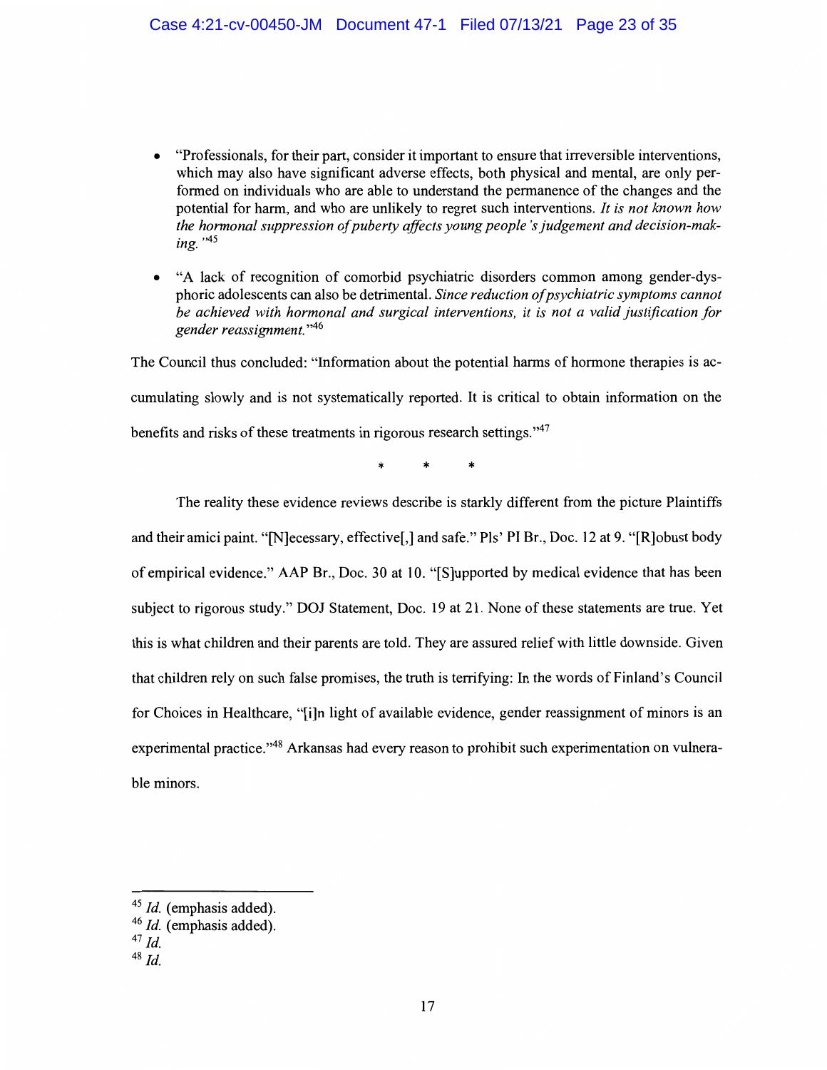- "Professionals, for their part, consider it important to ensure that irreversible interventions, which may also have significant adverse effects, both physical and mental, are only performed on individuals who are able to understand the permanence of the changes and the potential for harm, and who are unlikely to regret such interventions. *It is not known how the hormonal suppression of puberty affects young people's judgement and decision-making.*"[45]

- "A lack of recognition of comorbid psychiatric disorders common among gender-dysphoric adolescents can also be detrimental. *Since reduction of psychiatric symptoms cannot be achieved with hormonal and surgical interventions, it is not a valid justification for gender reassignment.*"[46]

The Council thus concluded: "Information about the potential harms of hormone therapies is accumulating slowly and is not systematically reported. It is critical to obtain information on the benefits and risks of these treatments in rigorous research settings."[47]

\* \* \*

The reality these evidence reviews describe is starkly different from the picture Plaintiffs and their amici paint. "[N]ecessary, effective[,] and safe." Pls' PI Br., Doc. 12 at 9. "[R]obust body of empirical evidence." AAP Br., Doc. 30 at 10. "[S]upported by medical evidence that has been subject to rigorous study." DOJ Statement, Doc. 19 at 21. None of these statements are true. Yet this is what children and their parents are told. They are assured relief with little downside. Given that children rely on such false promises, the truth is terrifying: In the words of Finland's Council for Choices in Healthcare, "[i]n light of available evidence, gender reassignment of minors is an experimental practice."[48] Arkansas had every reason to prohibit such experimentation on vulnerable minors.

---

[45] *Id.* (emphasis added).
[46] *Id.* (emphasis added).
[47] *Id.*
[48] *Id.*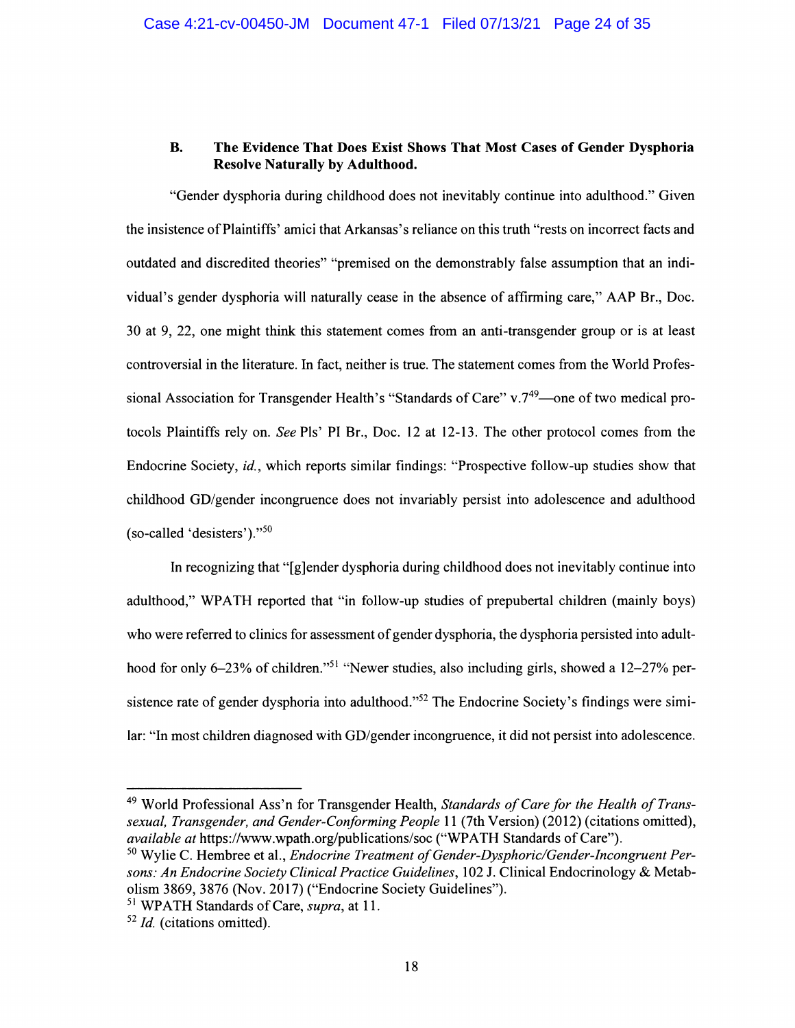### B. The Evidence That Does Exist Shows That Most Cases of Gender Dysphoria Resolve Naturally by Adulthood.

"Gender dysphoria during childhood does not inevitably continue into adulthood." Given the insistence of Plaintiffs' amici that Arkansas's reliance on this truth "rests on incorrect facts and outdated and discredited theories" "premised on the demonstrably false assumption that an individual's gender dysphoria will naturally cease in the absence of affirming care," AAP Br., Doc. 30 at 9, 22, one might think this statement comes from an anti-transgender group or is at least controversial in the literature. In fact, neither is true. The statement comes from the World Professional Association for Transgender Health's "Standards of Care" v.7[49]—one of two medical protocols Plaintiffs rely on. *See* Pls' PI Br., Doc. 12 at 12-13. The other protocol comes from the Endocrine Society, *id.*, which reports similar findings: "Prospective follow-up studies show that childhood GD/gender incongruence does not invariably persist into adolescence and adulthood (so-called 'desisters')."[50]

In recognizing that "[g]ender dysphoria during childhood does not inevitably continue into adulthood," WPATH reported that "in follow-up studies of prepubertal children (mainly boys) who were referred to clinics for assessment of gender dysphoria, the dysphoria persisted into adulthood for only 6–23% of children."[51] "Newer studies, also including girls, showed a 12–27% persistence rate of gender dysphoria into adulthood."[52] The Endocrine Society's findings were similar: "In most children diagnosed with GD/gender incongruence, it did not persist into adolescence.

---

[49] World Professional Ass'n for Transgender Health, *Standards of Care for the Health of Transsexual, Transgender, and Gender-Conforming People* 11 (7th Version) (2012) (citations omitted), *available at* https://www.wpath.org/publications/soc ("WPATH Standards of Care").

[50] Wylie C. Hembree et al., *Endocrine Treatment of Gender-Dysphoric/Gender-Incongruent Persons: An Endocrine Society Clinical Practice Guidelines*, 102 J. Clinical Endocrinology & Metabolism 3869, 3876 (Nov. 2017) ("Endocrine Society Guidelines").

[51] WPATH Standards of Care, *supra*, at 11.

[52] *Id.* (citations omitted).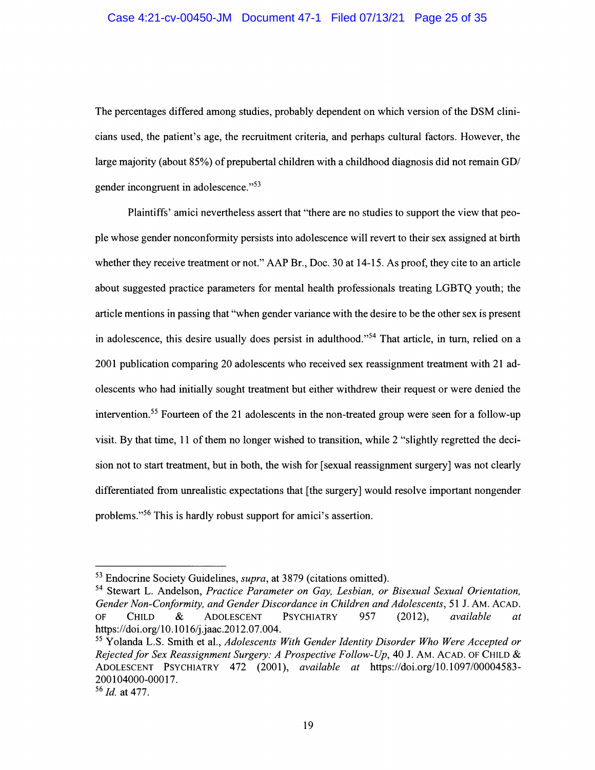The percentages differed among studies, probably dependent on which version of the DSM clinicians used, the patient's age, the recruitment criteria, and perhaps cultural factors. However, the large majority (about 85%) of prepubertal children with a childhood diagnosis did not remain GD/ gender incongruent in adolescence."[53]

Plaintiffs' amici nevertheless assert that "there are no studies to support the view that people whose gender nonconformity persists into adolescence will revert to their sex assigned at birth whether they receive treatment or not." AAP Br., Doc. 30 at 14-15. As proof, they cite to an article about suggested practice parameters for mental health professionals treating LGBTQ youth; the article mentions in passing that "when gender variance with the desire to be the other sex is present in adolescence, this desire usually does persist in adulthood."[54] That article, in turn, relied on a 2001 publication comparing 20 adolescents who received sex reassignment treatment with 21 adolescents who had initially sought treatment but either withdrew their request or were denied the intervention.[55] Fourteen of the 21 adolescents in the non-treated group were seen for a follow-up visit. By that time, 11 of them no longer wished to transition, while 2 "slightly regretted the decision not to start treatment, but in both, the wish for [sexual reassignment surgery] was not clearly differentiated from unrealistic expectations that [the surgery] would resolve important nongender problems."[56] This is hardly robust support for amici's assertion.

---

[53] Endocrine Society Guidelines, *supra*, at 3879 (citations omitted).

[54] Stewart L. Andelson, *Practice Parameter on Gay, Lesbian, or Bisexual Sexual Orientation, Gender Non-Conformity, and Gender Discordance in Children and Adolescents*, 51 J. AM. ACAD. OF CHILD & ADOLESCENT PSYCHIATRY 957 (2012), *available at* https://doi.org/10.1016/j.jaac.2012.07.004.

[55] Yolanda L.S. Smith et al., *Adolescents With Gender Identity Disorder Who Were Accepted or Rejected for Sex Reassignment Surgery: A Prospective Follow-Up*, 40 J. AM. ACAD. OF CHILD & ADOLESCENT PSYCHIATRY 472 (2001), *available at* https://doi.org/10.1097/00004583-200104000-00017.

[56] *Id.* at 477.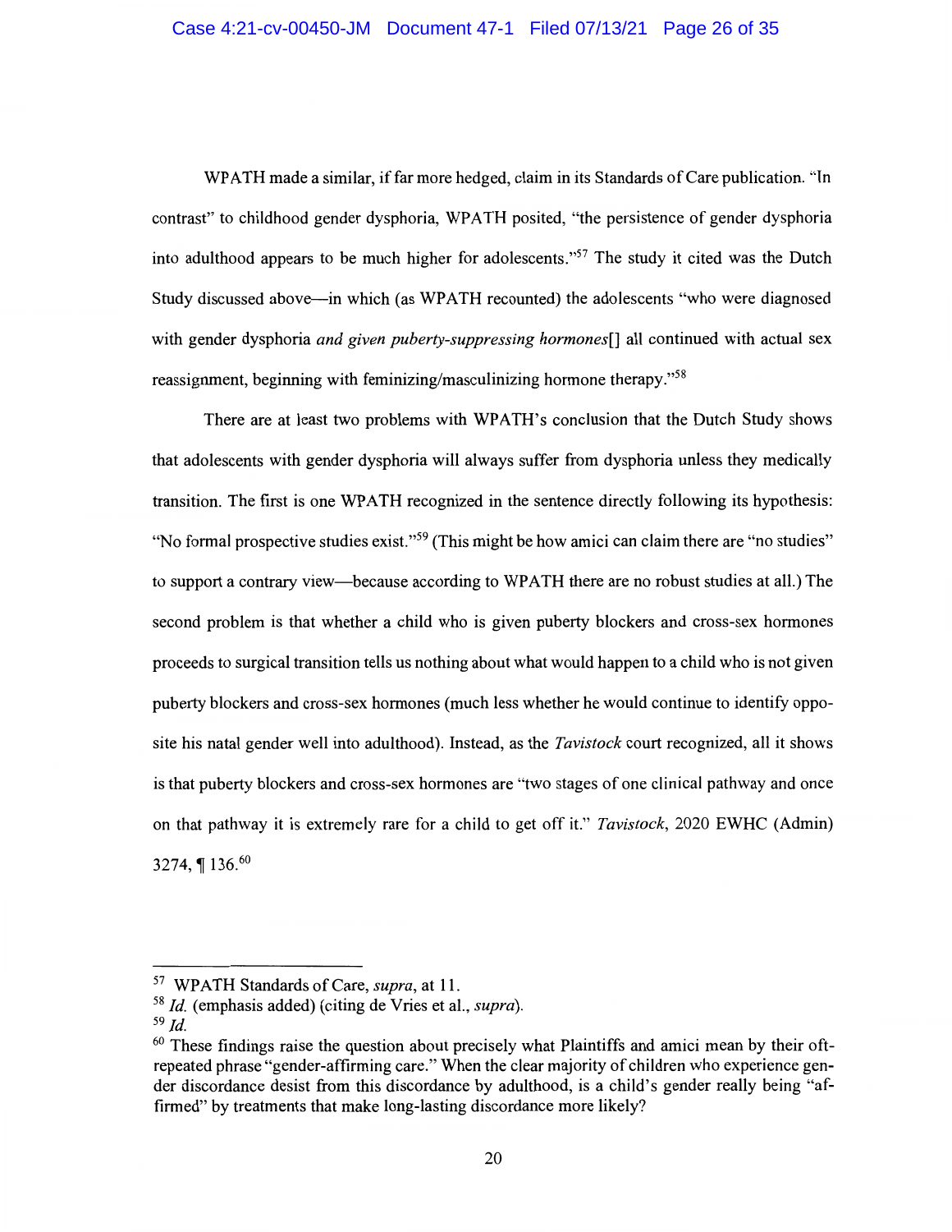WPATH made a similar, if far more hedged, claim in its Standards of Care publication. "In contrast" to childhood gender dysphoria, WPATH posited, "the persistence of gender dysphoria into adulthood appears to be much higher for adolescents."[57] The study it cited was the Dutch Study discussed above—in which (as WPATH recounted) the adolescents "who were diagnosed with gender dysphoria *and given puberty-suppressing hormones*[] all continued with actual sex reassignment, beginning with feminizing/masculinizing hormone therapy."[58]

There are at least two problems with WPATH's conclusion that the Dutch Study shows that adolescents with gender dysphoria will always suffer from dysphoria unless they medically transition. The first is one WPATH recognized in the sentence directly following its hypothesis: "No formal prospective studies exist."[59] (This might be how amici can claim there are "no studies" to support a contrary view—because according to WPATH there are no robust studies at all.) The second problem is that whether a child who is given puberty blockers and cross-sex hormones proceeds to surgical transition tells us nothing about what would happen to a child who is not given puberty blockers and cross-sex hormones (much less whether he would continue to identify opposite his natal gender well into adulthood). Instead, as the *Tavistock* court recognized, all it shows is that puberty blockers and cross-sex hormones are "two stages of one clinical pathway and once on that pathway it is extremely rare for a child to get off it." *Tavistock*, 2020 EWHC (Admin) 3274, ¶ 136.[60]

---

[57] WPATH Standards of Care, *supra*, at 11.

[58] *Id.* (emphasis added) (citing de Vries et al., *supra*).

[59] *Id.*

[60] These findings raise the question about precisely what Plaintiffs and amici mean by their oft-repeated phrase "gender-affirming care." When the clear majority of children who experience gender discordance desist from this discordance by adulthood, is a child's gender really being "affirmed" by treatments that make long-lasting discordance more likely?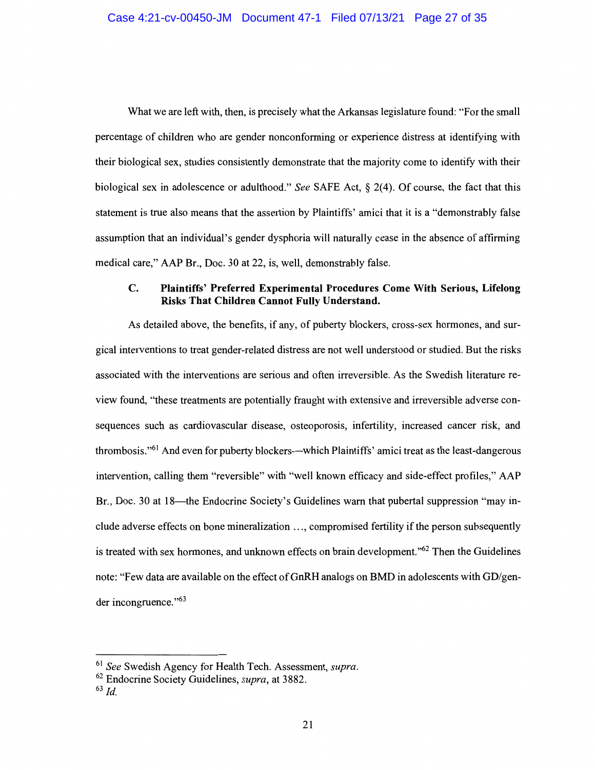What we are left with, then, is precisely what the Arkansas legislature found: "For the small percentage of children who are gender nonconforming or experience distress at identifying with their biological sex, studies consistently demonstrate that the majority come to identify with their biological sex in adolescence or adulthood." *See* SAFE Act, § 2(4). Of course, the fact that this statement is true also means that the assertion by Plaintiffs' amici that it is a "demonstrably false assumption that an individual's gender dysphoria will naturally cease in the absence of affirming medical care," AAP Br., Doc. 30 at 22, is, well, demonstrably false.

### C. Plaintiffs' Preferred Experimental Procedures Come With Serious, Lifelong Risks That Children Cannot Fully Understand.

As detailed above, the benefits, if any, of puberty blockers, cross-sex hormones, and surgical interventions to treat gender-related distress are not well understood or studied. But the risks associated with the interventions are serious and often irreversible. As the Swedish literature review found, "these treatments are potentially fraught with extensive and irreversible adverse consequences such as cardiovascular disease, osteoporosis, infertility, increased cancer risk, and thrombosis."[61] And even for puberty blockers—which Plaintiffs' amici treat as the least-dangerous intervention, calling them "reversible" with "well known efficacy and side-effect profiles," AAP Br., Doc. 30 at 18—the Endocrine Society's Guidelines warn that pubertal suppression "may include adverse effects on bone mineralization …, compromised fertility if the person subsequently is treated with sex hormones, and unknown effects on brain development."[62] Then the Guidelines note: "Few data are available on the effect of GnRH analogs on BMD in adolescents with GD/gender incongruence."[63]

---

[61] *See* Swedish Agency for Health Tech. Assessment, *supra*.

[62] Endocrine Society Guidelines, *supra*, at 3882.

[63] *Id.*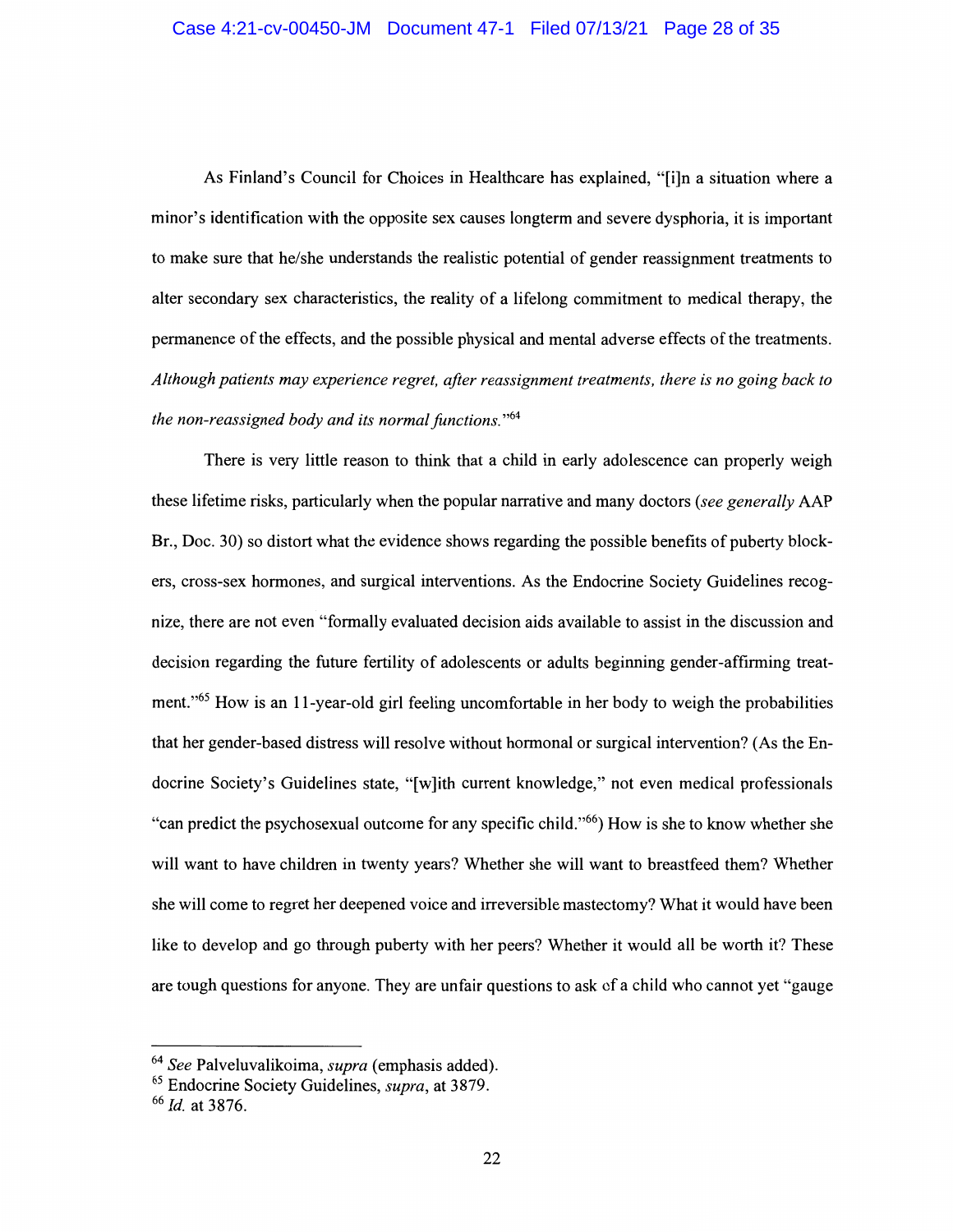As Finland's Council for Choices in Healthcare has explained, "[i]n a situation where a minor's identification with the opposite sex causes longterm and severe dysphoria, it is important to make sure that he/she understands the realistic potential of gender reassignment treatments to alter secondary sex characteristics, the reality of a lifelong commitment to medical therapy, the permanence of the effects, and the possible physical and mental adverse effects of the treatments. *Although patients may experience regret, after reassignment treatments, there is no going back to the non-reassigned body and its normal functions.*"[64]

There is very little reason to think that a child in early adolescence can properly weigh these lifetime risks, particularly when the popular narrative and many doctors (*see generally* AAP Br., Doc. 30) so distort what the evidence shows regarding the possible benefits of puberty blockers, cross-sex hormones, and surgical interventions. As the Endocrine Society Guidelines recognize, there are not even "formally evaluated decision aids available to assist in the discussion and decision regarding the future fertility of adolescents or adults beginning gender-affirming treatment."[65] How is an 11-year-old girl feeling uncomfortable in her body to weigh the probabilities that her gender-based distress will resolve without hormonal or surgical intervention? (As the Endocrine Society's Guidelines state, "[w]ith current knowledge," not even medical professionals "can predict the psychosexual outcome for any specific child."[66]) How is she to know whether she will want to have children in twenty years? Whether she will want to breastfeed them? Whether she will come to regret her deepened voice and irreversible mastectomy? What it would have been like to develop and go through puberty with her peers? Whether it would all be worth it? These are tough questions for anyone. They are unfair questions to ask of a child who cannot yet "gauge

---

[64] *See* Palveluvalikoima, *supra* (emphasis added).

[65] Endocrine Society Guidelines, *supra*, at 3879.

[66] *Id.* at 3876.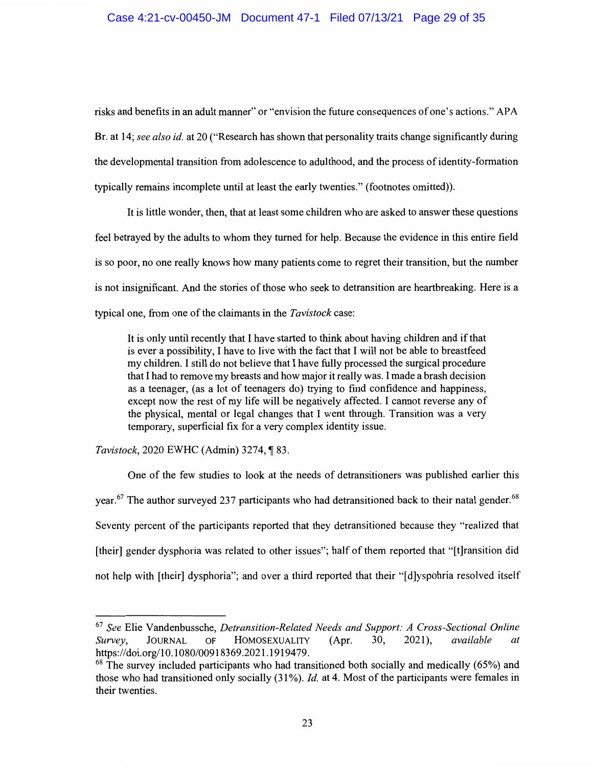risks and benefits in an adult manner" or "envision the future consequences of one's actions." APA Br. at 14; *see also id.* at 20 ("Research has shown that personality traits change significantly during the developmental transition from adolescence to adulthood, and the process of identity-formation typically remains incomplete until at least the early twenties." (footnotes omitted)).

It is little wonder, then, that at least some children who are asked to answer these questions feel betrayed by the adults to whom they turned for help. Because the evidence in this entire field is so poor, no one really knows how many patients come to regret their transition, but the number is not insignificant. And the stories of those who seek to detransition are heartbreaking. Here is a typical one, from one of the claimants in the *Tavistock* case:

> It is only until recently that I have started to think about having children and if that is ever a possibility, I have to live with the fact that I will not be able to breastfeed my children. I still do not believe that I have fully processed the surgical procedure that I had to remove my breasts and how major it really was. I made a brash decision as a teenager, (as a lot of teenagers do) trying to find confidence and happiness, except now the rest of my life will be negatively affected. I cannot reverse any of the physical, mental or legal changes that I went through. Transition was a very temporary, superficial fix for a very complex identity issue.

*Tavistock*, 2020 EWHC (Admin) 3274, ¶ 83.

One of the few studies to look at the needs of detransitioners was published earlier this year.[67] The author surveyed 237 participants who had detransitioned back to their natal gender.[68] Seventy percent of the participants reported that they detransitioned because they "realized that [their] gender dysphoria was related to other issues"; half of them reported that "[t]ransition did not help with [their] dysphoria"; and over a third reported that their "[d]yspohria resolved itself

---

[67] *See* Elie Vandenbussche, *Detransition-Related Needs and Support: A Cross-Sectional Online Survey*, JOURNAL OF HOMOSEXUALITY (Apr. 30, 2021), *available at* https://doi.org/10.1080/00918369.2021.1919479.

[68] The survey included participants who had transitioned both socially and medically (65%) and those who had transitioned only socially (31%). *Id.* at 4. Most of the participants were females in their twenties.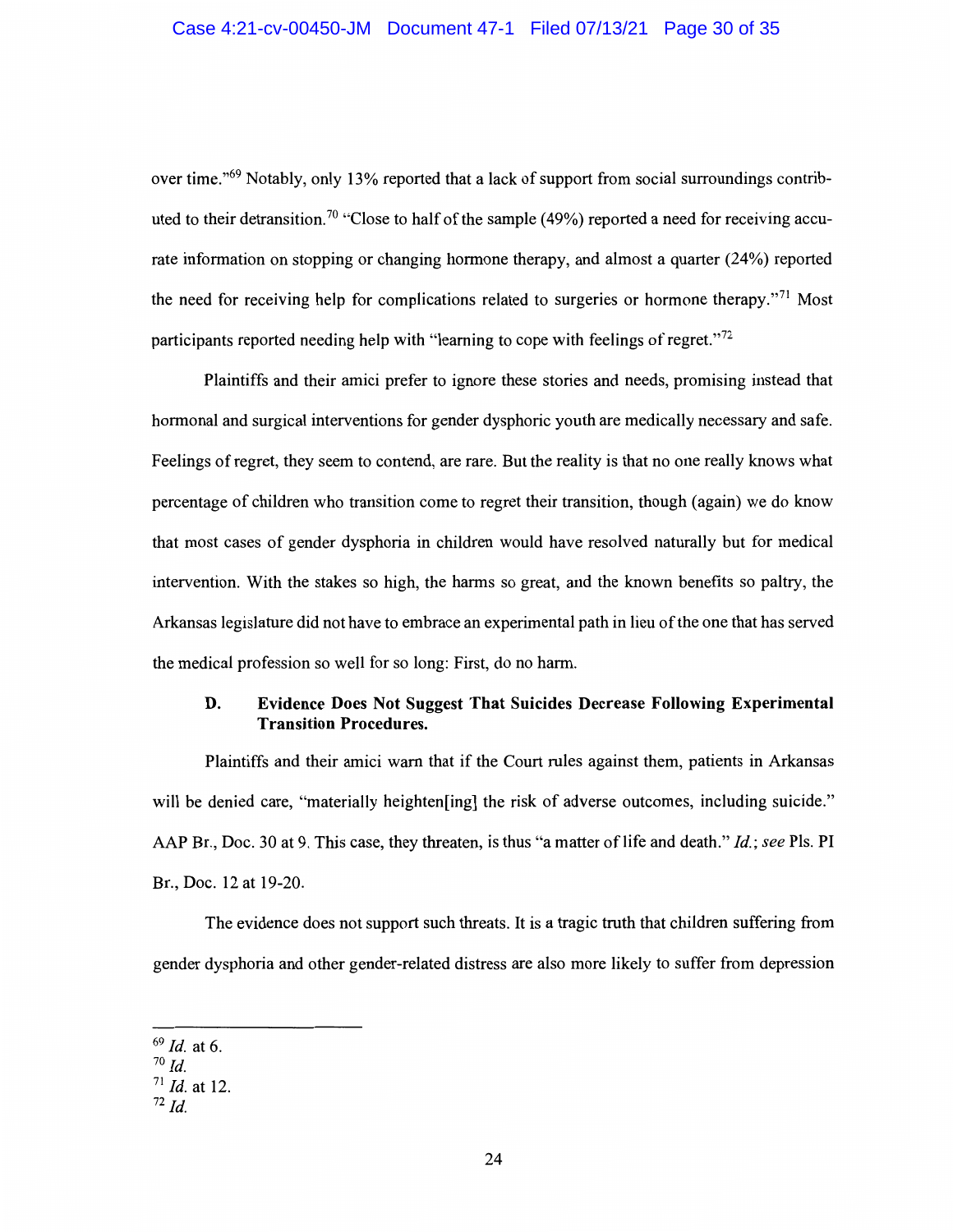over time."[69] Notably, only 13% reported that a lack of support from social surroundings contributed to their detransition.[70] "Close to half of the sample (49%) reported a need for receiving accurate information on stopping or changing hormone therapy, and almost a quarter (24%) reported the need for receiving help for complications related to surgeries or hormone therapy."[71] Most participants reported needing help with "learning to cope with feelings of regret."[72]

Plaintiffs and their amici prefer to ignore these stories and needs, promising instead that hormonal and surgical interventions for gender dysphoric youth are medically necessary and safe. Feelings of regret, they seem to contend, are rare. But the reality is that no one really knows what percentage of children who transition come to regret their transition, though (again) we do know that most cases of gender dysphoria in children would have resolved naturally but for medical intervention. With the stakes so high, the harms so great, and the known benefits so paltry, the Arkansas legislature did not have to embrace an experimental path in lieu of the one that has served the medical profession so well for so long: First, do no harm.

### D. Evidence Does Not Suggest That Suicides Decrease Following Experimental Transition Procedures.

Plaintiffs and their amici warn that if the Court rules against them, patients in Arkansas will be denied care, "materially heighten[ing] the risk of adverse outcomes, including suicide." AAP Br., Doc. 30 at 9. This case, they threaten, is thus "a matter of life and death." *Id.*; *see* Pls. PI Br., Doc. 12 at 19-20.

The evidence does not support such threats. It is a tragic truth that children suffering from gender dysphoria and other gender-related distress are also more likely to suffer from depression

---

[69] *Id.* at 6.

[70] *Id.*

[71] *Id.* at 12.

[72] *Id.*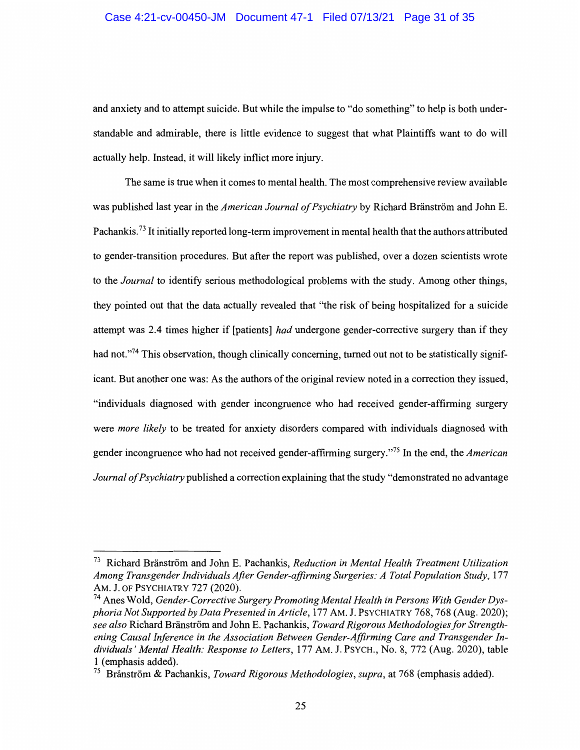and anxiety and to attempt suicide. But while the impulse to "do something" to help is both understandable and admirable, there is little evidence to suggest that what Plaintiffs want to do will actually help. Instead, it will likely inflict more injury.

The same is true when it comes to mental health. The most comprehensive review available was published last year in the *American Journal of Psychiatry* by Richard Bränström and John E. Pachankis.[73] It initially reported long-term improvement in mental health that the authors attributed to gender-transition procedures. But after the report was published, over a dozen scientists wrote to the *Journal* to identify serious methodological problems with the study. Among other things, they pointed out that the data actually revealed that "the risk of being hospitalized for a suicide attempt was 2.4 times higher if [patients] *had* undergone gender-corrective surgery than if they had not."[74] This observation, though clinically concerning, turned out not to be statistically significant. But another one was: As the authors of the original review noted in a correction they issued, "individuals diagnosed with gender incongruence who had received gender-affirming surgery were *more likely* to be treated for anxiety disorders compared with individuals diagnosed with gender incongruence who had not received gender-affirming surgery."[75] In the end, the *American Journal of Psychiatry* published a correction explaining that the study "demonstrated no advantage

---

[73] Richard Bränström and John E. Pachankis, *Reduction in Mental Health Treatment Utilization Among Transgender Individuals After Gender-affirming Surgeries: A Total Population Study*, 177 AM. J. OF PSYCHIATRY 727 (2020).

[74] Anes Wold, *Gender-Corrective Surgery Promoting Mental Health in Persons With Gender Dysphoria Not Supported by Data Presented in Article*, 177 AM. J. PSYCHIATRY 768, 768 (Aug. 2020); *see also* Richard Bränström and John E. Pachankis, *Toward Rigorous Methodologies for Strengthening Causal Inference in the Association Between Gender-Affirming Care and Transgender Individuals' Mental Health: Response to Letters*, 177 AM. J. PSYCH., No. 8, 772 (Aug. 2020), table 1 (emphasis added).

[75] Bränström & Pachankis, *Toward Rigorous Methodologies*, *supra*, at 768 (emphasis added).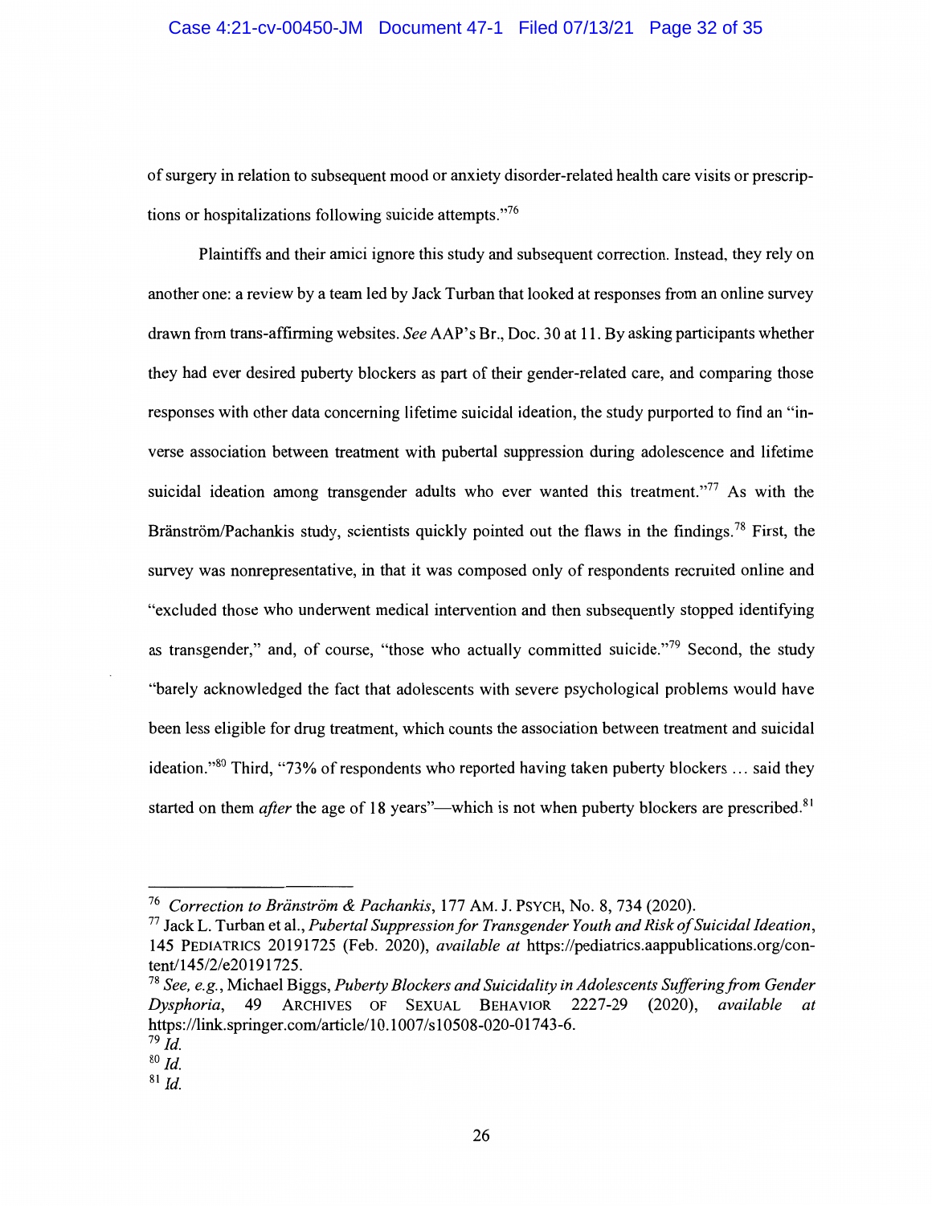of surgery in relation to subsequent mood or anxiety disorder-related health care visits or prescriptions or hospitalizations following suicide attempts."[76]

Plaintiffs and their amici ignore this study and subsequent correction. Instead, they rely on another one: a review by a team led by Jack Turban that looked at responses from an online survey drawn from trans-affirming websites. *See* AAP's Br., Doc. 30 at 11. By asking participants whether they had ever desired puberty blockers as part of their gender-related care, and comparing those responses with other data concerning lifetime suicidal ideation, the study purported to find an "inverse association between treatment with pubertal suppression during adolescence and lifetime suicidal ideation among transgender adults who ever wanted this treatment."[77] As with the Bränström/Pachankis study, scientists quickly pointed out the flaws in the findings.[78] First, the survey was nonrepresentative, in that it was composed only of respondents recruited online and "excluded those who underwent medical intervention and then subsequently stopped identifying as transgender," and, of course, "those who actually committed suicide."[79] Second, the study "barely acknowledged the fact that adolescents with severe psychological problems would have been less eligible for drug treatment, which counts the association between treatment and suicidal ideation."[80] Third, "73% of respondents who reported having taken puberty blockers … said they started on them *after* the age of 18 years"—which is not when puberty blockers are prescribed.[81]

---

[76] *Correction to Bränström & Pachankis*, 177 AM. J. PSYCH, No. 8, 734 (2020).

[77] Jack L. Turban et al., *Pubertal Suppression for Transgender Youth and Risk of Suicidal Ideation*, 145 PEDIATRICS 20191725 (Feb. 2020), *available at* https://pediatrics.aappublications.org/content/145/2/e20191725.

[78] *See, e.g.*, Michael Biggs, *Puberty Blockers and Suicidality in Adolescents Suffering from Gender Dysphoria*, 49 ARCHIVES OF SEXUAL BEHAVIOR 2227-29 (2020), *available at* https://link.springer.com/article/10.1007/s10508-020-01743-6.

[79] *Id.*

[80] *Id.*

[81] *Id.*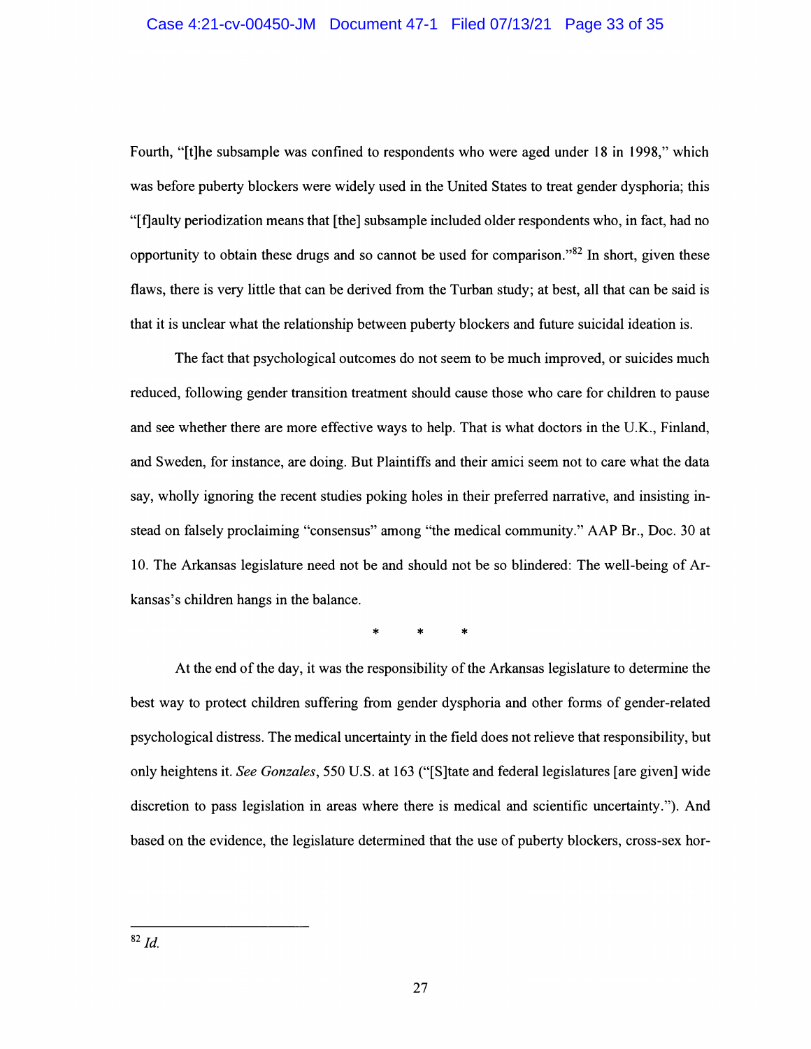Fourth, "[t]he subsample was confined to respondents who were aged under 18 in 1998," which was before puberty blockers were widely used in the United States to treat gender dysphoria; this "[f]aulty periodization means that [the] subsample included older respondents who, in fact, had no opportunity to obtain these drugs and so cannot be used for comparison."[82] In short, given these flaws, there is very little that can be derived from the Turban study; at best, all that can be said is that it is unclear what the relationship between puberty blockers and future suicidal ideation is.

The fact that psychological outcomes do not seem to be much improved, or suicides much reduced, following gender transition treatment should cause those who care for children to pause and see whether there are more effective ways to help. That is what doctors in the U.K., Finland, and Sweden, for instance, are doing. But Plaintiffs and their amici seem not to care what the data say, wholly ignoring the recent studies poking holes in their preferred narrative, and insisting instead on falsely proclaiming "consensus" among "the medical community." AAP Br., Doc. 30 at 10. The Arkansas legislature need not be and should not be so blindered: The well-being of Arkansas's children hangs in the balance.

\* \* \*

At the end of the day, it was the responsibility of the Arkansas legislature to determine the best way to protect children suffering from gender dysphoria and other forms of gender-related psychological distress. The medical uncertainty in the field does not relieve that responsibility, but only heightens it. *See Gonzales*, 550 U.S. at 163 ("[S]tate and federal legislatures [are given] wide discretion to pass legislation in areas where there is medical and scientific uncertainty."). And based on the evidence, the legislature determined that the use of puberty blockers, cross-sex hor-

---

[82] *Id.*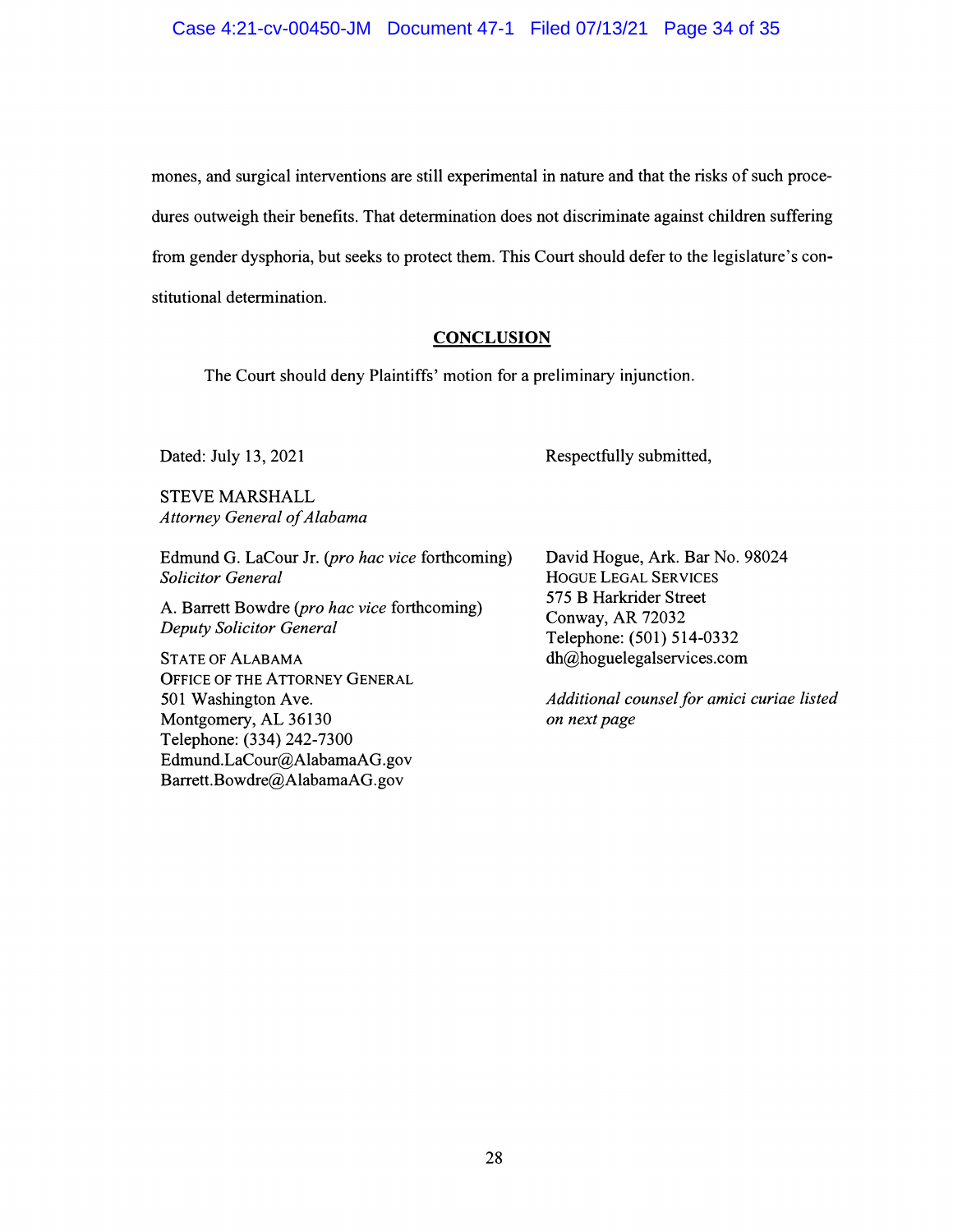mones, and surgical interventions are still experimental in nature and that the risks of such procedures outweigh their benefits. That determination does not discriminate against children suffering from gender dysphoria, but seeks to protect them. This Court should defer to the legislature's constitutional determination.

## CONCLUSION

The Court should deny Plaintiffs' motion for a preliminary injunction.

Dated: July 13, 2021

Respectfully submitted,

STEVE MARSHALL
*Attorney General of Alabama*

Edmund G. LaCour Jr. (*pro hac vice* forthcoming)
*Solicitor General*

A. Barrett Bowdre (*pro hac vice* forthcoming)
*Deputy Solicitor General*

STATE OF ALABAMA
OFFICE OF THE ATTORNEY GENERAL
501 Washington Ave.
Montgomery, AL 36130
Telephone: (334) 242-7300
Edmund.LaCour@AlabamaAG.gov
Barrett.Bowdre@AlabamaAG.gov

David Hogue, Ark. Bar No. 98024
HOGUE LEGAL SERVICES
575 B Harkrider Street
Conway, AR 72032
Telephone: (501) 514-0332
dh@hoguelegalservices.com

*Additional counsel for amici curiae listed on next page*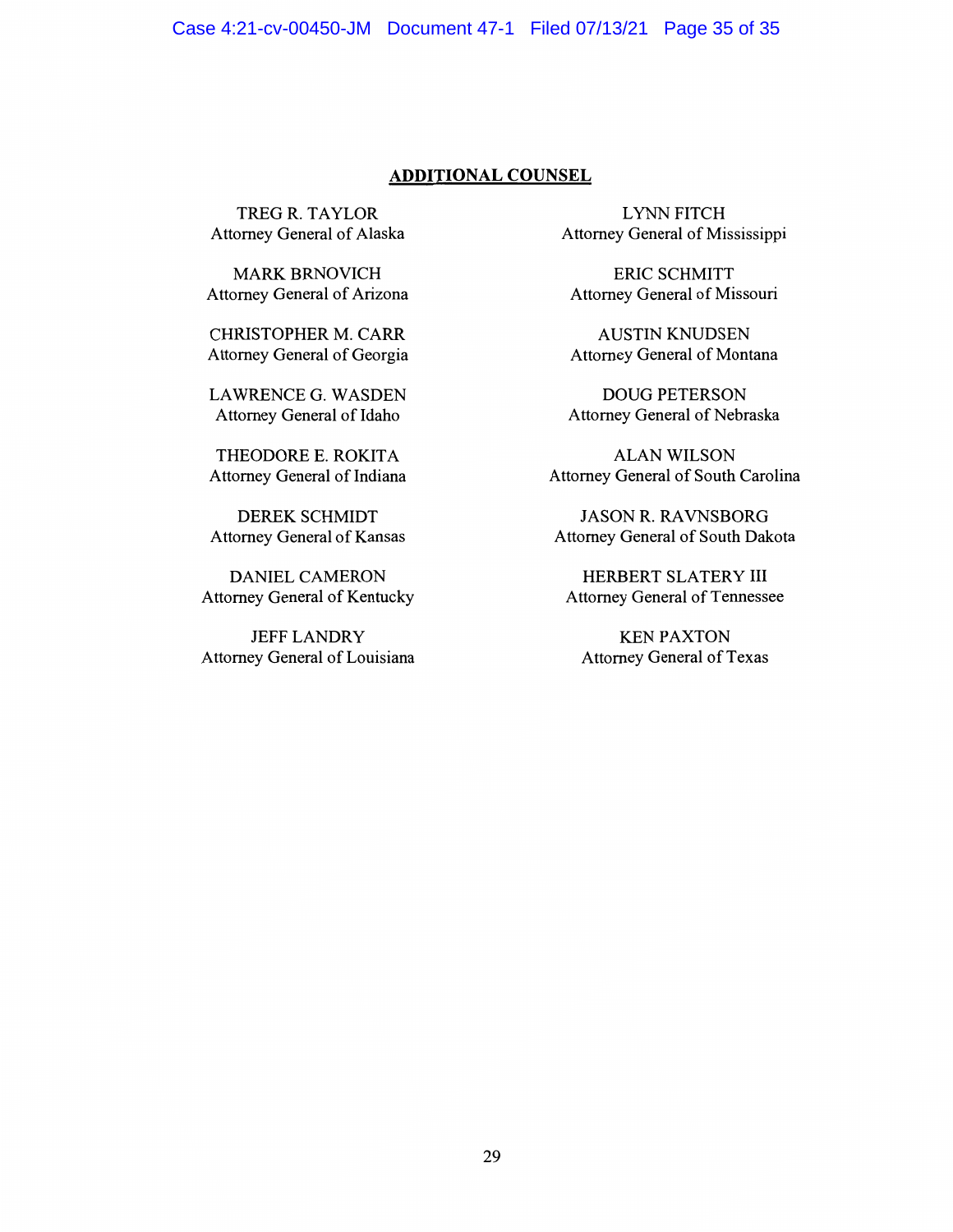## ADDITIONAL COUNSEL

TREG R. TAYLOR
Attorney General of Alaska

MARK BRNOVICH
Attorney General of Arizona

CHRISTOPHER M. CARR
Attorney General of Georgia

LAWRENCE G. WASDEN
Attorney General of Idaho

THEODORE E. ROKITA
Attorney General of Indiana

DEREK SCHMIDT
Attorney General of Kansas

DANIEL CAMERON
Attorney General of Kentucky

JEFF LANDRY
Attorney General of Louisiana

LYNN FITCH
Attorney General of Mississippi

ERIC SCHMITT
Attorney General of Missouri

AUSTIN KNUDSEN
Attorney General of Montana

DOUG PETERSON
Attorney General of Nebraska

ALAN WILSON
Attorney General of South Carolina

JASON R. RAVNSBORG
Attorney General of South Dakota

HERBERT SLATERY III
Attorney General of Tennessee

KEN PAXTON
Attorney General of Texas